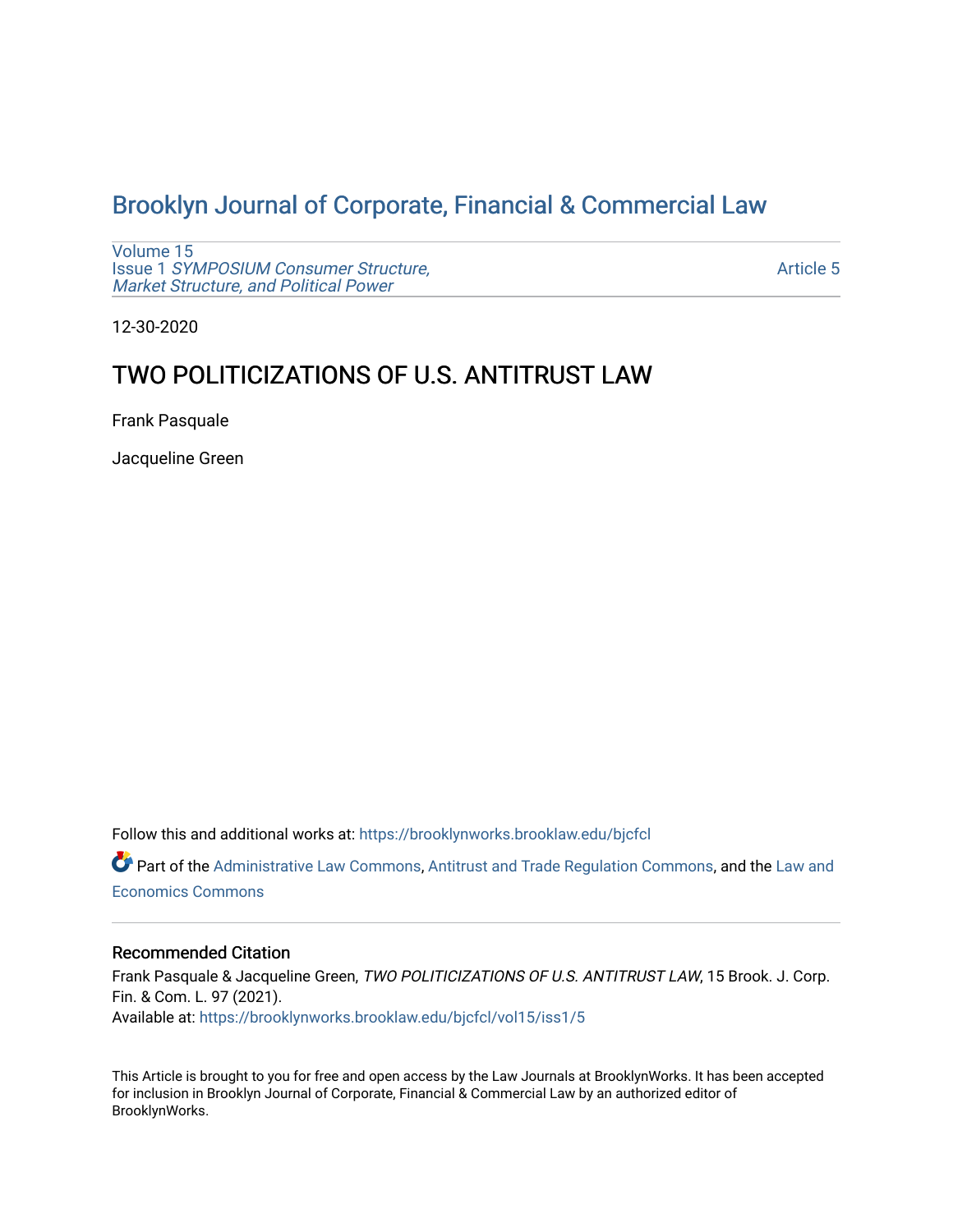# Brooklyn Journal of Corporate, Financial & Commercial Law

Volume 15
Issue 1 *SYMPOSIUM Consumer Structure, Market Structure, and Political Power*

Article 5

12-30-2020

## TWO POLITICIZATIONS OF U.S. ANTITRUST LAW

Frank Pasquale

Jacqueline Green

Follow this and additional works at: https://brooklynworks.brooklaw.edu/bjcfcl

Part of the Administrative Law Commons, Antitrust and Trade Regulation Commons, and the Law and Economics Commons

### Recommended Citation

Frank Pasquale & Jacqueline Green, *TWO POLITICIZATIONS OF U.S. ANTITRUST LAW*, 15 Brook. J. Corp. Fin. & Com. L. 97 (2021).
Available at: https://brooklynworks.brooklaw.edu/bjcfcl/vol15/iss1/5

This Article is brought to you for free and open access by the Law Journals at BrooklynWorks. It has been accepted for inclusion in Brooklyn Journal of Corporate, Financial & Commercial Law by an authorized editor of BrooklynWorks.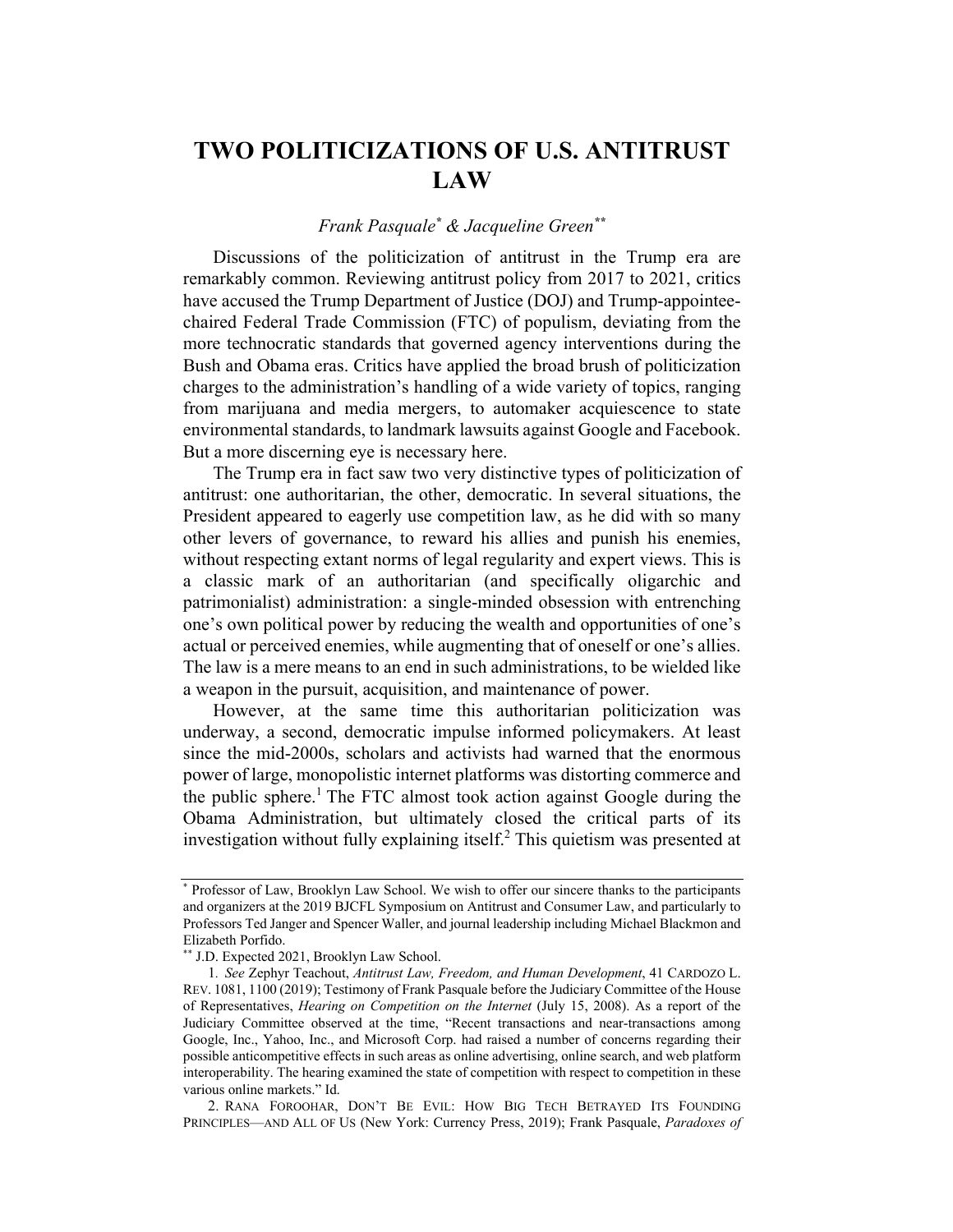# TWO POLITICIZATIONS OF U.S. ANTITRUST LAW

*Frank Pasquale*[*] *& Jacqueline Green*[**]

Discussions of the politicization of antitrust in the Trump era are remarkably common. Reviewing antitrust policy from 2017 to 2021, critics have accused the Trump Department of Justice (DOJ) and Trump-appointee-chaired Federal Trade Commission (FTC) of populism, deviating from the more technocratic standards that governed agency interventions during the Bush and Obama eras. Critics have applied the broad brush of politicization charges to the administration's handling of a wide variety of topics, ranging from marijuana and media mergers, to automaker acquiescence to state environmental standards, to landmark lawsuits against Google and Facebook. But a more discerning eye is necessary here.

The Trump era in fact saw two very distinctive types of politicization of antitrust: one authoritarian, the other, democratic. In several situations, the President appeared to eagerly use competition law, as he did with so many other levers of governance, to reward his allies and punish his enemies, without respecting extant norms of legal regularity and expert views. This is a classic mark of an authoritarian (and specifically oligarchic and patrimonialist) administration: a single-minded obsession with entrenching one's own political power by reducing the wealth and opportunities of one's actual or perceived enemies, while augmenting that of oneself or one's allies. The law is a mere means to an end in such administrations, to be wielded like a weapon in the pursuit, acquisition, and maintenance of power.

However, at the same time this authoritarian politicization was underway, a second, democratic impulse informed policymakers. At least since the mid-2000s, scholars and activists had warned that the enormous power of large, monopolistic internet platforms was distorting commerce and the public sphere.[1] The FTC almost took action against Google during the Obama Administration, but ultimately closed the critical parts of its investigation without fully explaining itself.[2] This quietism was presented at

---

[*] Professor of Law, Brooklyn Law School. We wish to offer our sincere thanks to the participants and organizers at the 2019 BJCFL Symposium on Antitrust and Consumer Law, and particularly to Professors Ted Janger and Spencer Waller, and journal leadership including Michael Blackmon and Elizabeth Porfido.

[**] J.D. Expected 2021, Brooklyn Law School.

1. *See* Zephyr Teachout, *Antitrust Law, Freedom, and Human Development*, 41 CARDOZO L. REV. 1081, 1100 (2019); Testimony of Frank Pasquale before the Judiciary Committee of the House of Representatives, *Hearing on Competition on the Internet* (July 15, 2008). As a report of the Judiciary Committee observed at the time, "Recent transactions and near-transactions among Google, Inc., Yahoo, Inc., and Microsoft Corp. had raised a number of concerns regarding their possible anticompetitive effects in such areas as online advertising, online search, and web platform interoperability. The hearing examined the state of competition with respect to competition in these various online markets." Id.

2. RANA FOROOHAR, DON'T BE EVIL: HOW BIG TECH BETRAYED ITS FOUNDING PRINCIPLES—AND ALL OF US (New York: Currency Press, 2019); Frank Pasquale, *Paradoxes of*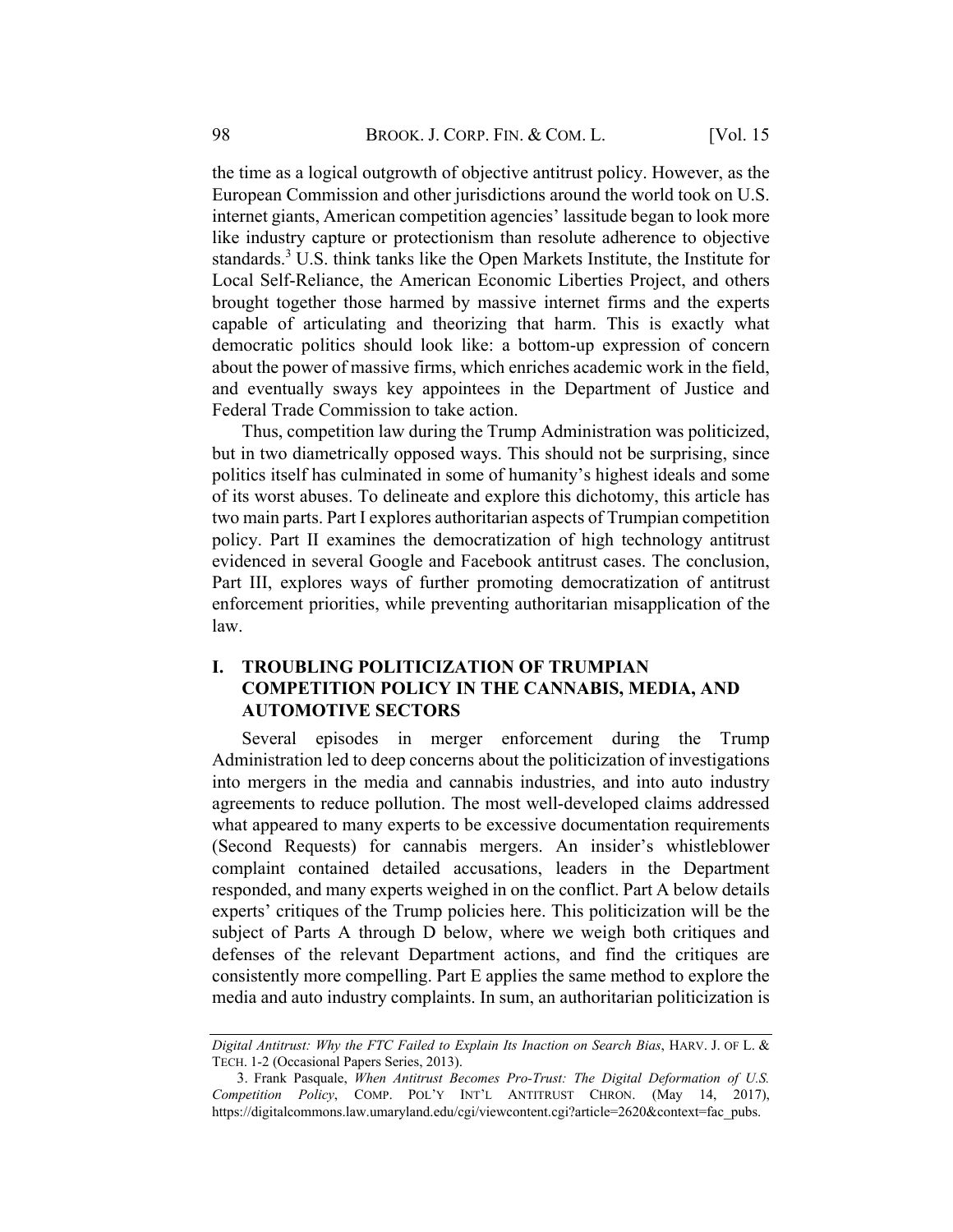the time as a logical outgrowth of objective antitrust policy. However, as the European Commission and other jurisdictions around the world took on U.S. internet giants, American competition agencies' lassitude began to look more like industry capture or protectionism than resolute adherence to objective standards.[3] U.S. think tanks like the Open Markets Institute, the Institute for Local Self-Reliance, the American Economic Liberties Project, and others brought together those harmed by massive internet firms and the experts capable of articulating and theorizing that harm. This is exactly what democratic politics should look like: a bottom-up expression of concern about the power of massive firms, which enriches academic work in the field, and eventually sways key appointees in the Department of Justice and Federal Trade Commission to take action.

Thus, competition law during the Trump Administration was politicized, but in two diametrically opposed ways. This should not be surprising, since politics itself has culminated in some of humanity's highest ideals and some of its worst abuses. To delineate and explore this dichotomy, this article has two main parts. Part I explores authoritarian aspects of Trumpian competition policy. Part II examines the democratization of high technology antitrust evidenced in several Google and Facebook antitrust cases. The conclusion, Part III, explores ways of further promoting democratization of antitrust enforcement priorities, while preventing authoritarian misapplication of the law.

## I. TROUBLING POLITICIZATION OF TRUMPIAN COMPETITION POLICY IN THE CANNABIS, MEDIA, AND AUTOMOTIVE SECTORS

Several episodes in merger enforcement during the Trump Administration led to deep concerns about the politicization of investigations into mergers in the media and cannabis industries, and into auto industry agreements to reduce pollution. The most well-developed claims addressed what appeared to many experts to be excessive documentation requirements (Second Requests) for cannabis mergers. An insider's whistleblower complaint contained detailed accusations, leaders in the Department responded, and many experts weighed in on the conflict. Part A below details experts' critiques of the Trump policies here. This politicization will be the subject of Parts A through D below, where we weigh both critiques and defenses of the relevant Department actions, and find the critiques are consistently more compelling. Part E applies the same method to explore the media and auto industry complaints. In sum, an authoritarian politicization is

---

*Digital Antitrust: Why the FTC Failed to Explain Its Inaction on Search Bias*, HARV. J. OF L. & TECH. 1-2 (Occasional Papers Series, 2013).

3. Frank Pasquale, *When Antitrust Becomes Pro-Trust: The Digital Deformation of U.S. Competition Policy*, COMP. POL'Y INT'L ANTITRUST CHRON. (May 14, 2017), https://digitalcommons.law.umaryland.edu/cgi/viewcontent.cgi?article=2620&context=fac_pubs.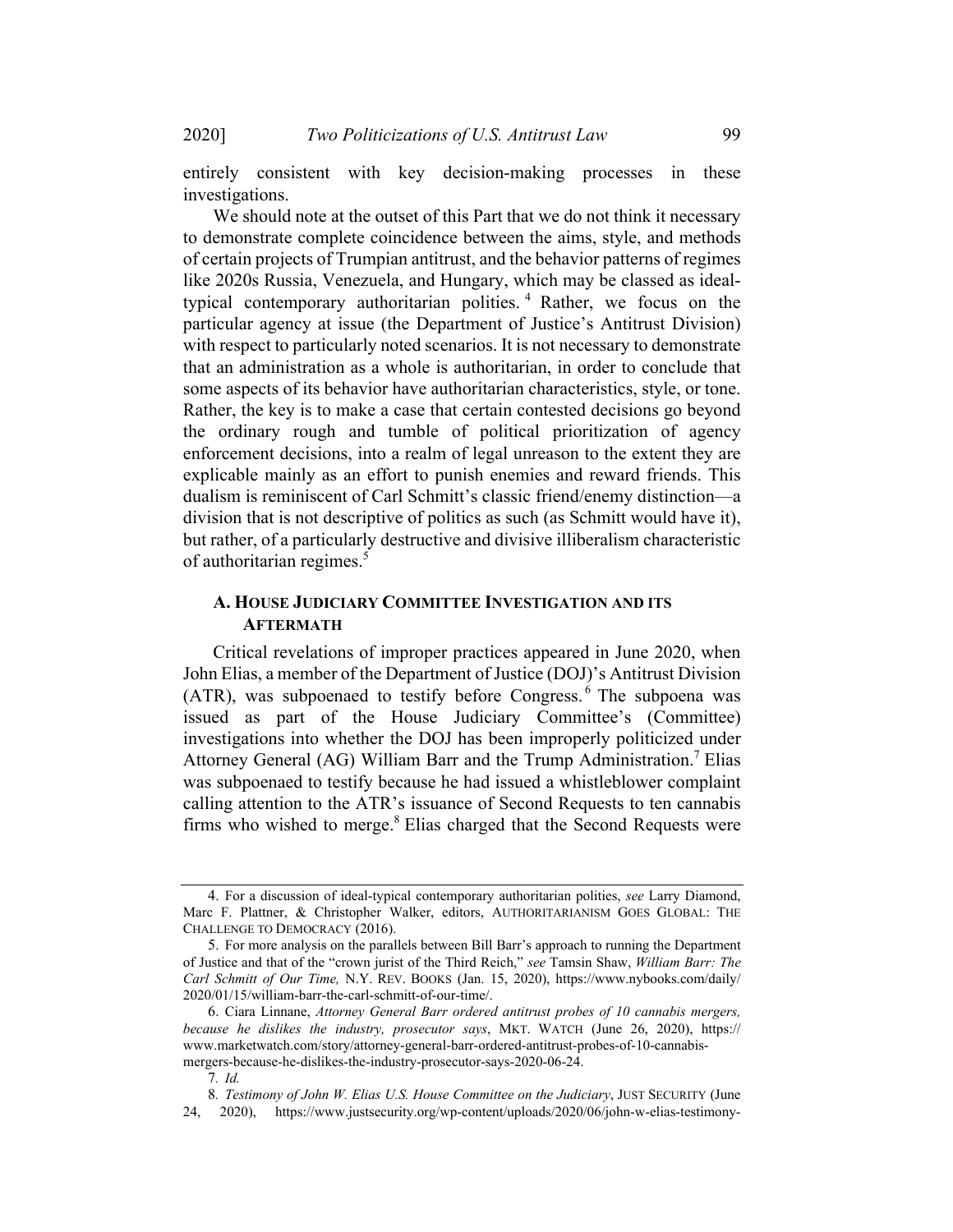entirely consistent with key decision-making processes in these investigations.

We should note at the outset of this Part that we do not think it necessary to demonstrate complete coincidence between the aims, style, and methods of certain projects of Trumpian antitrust, and the behavior patterns of regimes like 2020s Russia, Venezuela, and Hungary, which may be classed as ideal-typical contemporary authoritarian polities.[4] Rather, we focus on the particular agency at issue (the Department of Justice's Antitrust Division) with respect to particularly noted scenarios. It is not necessary to demonstrate that an administration as a whole is authoritarian, in order to conclude that some aspects of its behavior have authoritarian characteristics, style, or tone. Rather, the key is to make a case that certain contested decisions go beyond the ordinary rough and tumble of political prioritization of agency enforcement decisions, into a realm of legal unreason to the extent they are explicable mainly as an effort to punish enemies and reward friends. This dualism is reminiscent of Carl Schmitt's classic friend/enemy distinction—a division that is not descriptive of politics as such (as Schmitt would have it), but rather, of a particularly destructive and divisive illiberalism characteristic of authoritarian regimes.[5]

### A. House Judiciary Committee Investigation and its Aftermath

Critical revelations of improper practices appeared in June 2020, when John Elias, a member of the Department of Justice (DOJ)'s Antitrust Division (ATR), was subpoenaed to testify before Congress.[6] The subpoena was issued as part of the House Judiciary Committee's (Committee) investigations into whether the DOJ has been improperly politicized under Attorney General (AG) William Barr and the Trump Administration.[7] Elias was subpoenaed to testify because he had issued a whistleblower complaint calling attention to the ATR's issuance of Second Requests to ten cannabis firms who wished to merge.[8] Elias charged that the Second Requests were

---

4. For a discussion of ideal-typical contemporary authoritarian polities, *see* Larry Diamond, Marc F. Plattner, & Christopher Walker, editors, AUTHORITARIANISM GOES GLOBAL: THE CHALLENGE TO DEMOCRACY (2016).

5. For more analysis on the parallels between Bill Barr's approach to running the Department of Justice and that of the "crown jurist of the Third Reich," *see* Tamsin Shaw, *William Barr: The Carl Schmitt of Our Time,* N.Y. REV. BOOKS (Jan. 15, 2020), https://www.nybooks.com/daily/2020/01/15/william-barr-the-carl-schmitt-of-our-time/.

6. Ciara Linnane, *Attorney General Barr ordered antitrust probes of 10 cannabis mergers, because he dislikes the industry, prosecutor says*, MKT. WATCH (June 26, 2020), https://www.marketwatch.com/story/attorney-general-barr-ordered-antitrust-probes-of-10-cannabis-mergers-because-he-dislikes-the-industry-prosecutor-says-2020-06-24.

7. *Id.*

8. *Testimony of John W. Elias U.S. House Committee on the Judiciary*, JUST SECURITY (June 24, 2020), https://www.justsecurity.org/wp-content/uploads/2020/06/john-w-elias-testimony-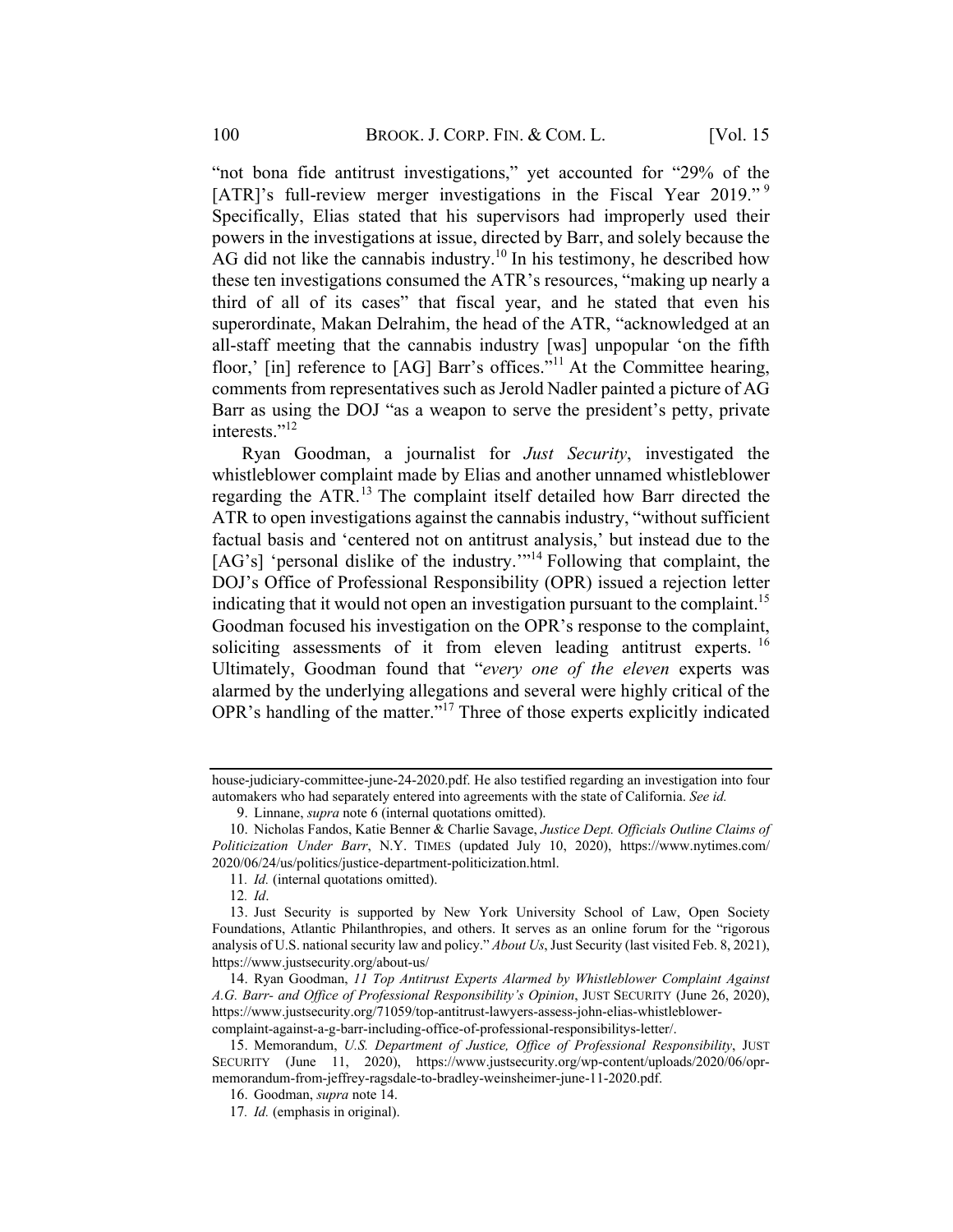"not bona fide antitrust investigations," yet accounted for "29% of the [ATR]'s full-review merger investigations in the Fiscal Year 2019."[9] Specifically, Elias stated that his supervisors had improperly used their powers in the investigations at issue, directed by Barr, and solely because the AG did not like the cannabis industry.[10] In his testimony, he described how these ten investigations consumed the ATR's resources, "making up nearly a third of all of its cases" that fiscal year, and he stated that even his superordinate, Makan Delrahim, the head of the ATR, "acknowledged at an all-staff meeting that the cannabis industry [was] unpopular 'on the fifth floor,' [in] reference to [AG] Barr's offices."[11] At the Committee hearing, comments from representatives such as Jerold Nadler painted a picture of AG Barr as using the DOJ "as a weapon to serve the president's petty, private interests."[12]

Ryan Goodman, a journalist for *Just Security*, investigated the whistleblower complaint made by Elias and another unnamed whistleblower regarding the ATR.[13] The complaint itself detailed how Barr directed the ATR to open investigations against the cannabis industry, "without sufficient factual basis and 'centered not on antitrust analysis,' but instead due to the [AG's] 'personal dislike of the industry.'"[14] Following that complaint, the DOJ's Office of Professional Responsibility (OPR) issued a rejection letter indicating that it would not open an investigation pursuant to the complaint.[15] Goodman focused his investigation on the OPR's response to the complaint, soliciting assessments of it from eleven leading antitrust experts.[16] Ultimately, Goodman found that "*every one of the eleven* experts was alarmed by the underlying allegations and several were highly critical of the OPR's handling of the matter."[17] Three of those experts explicitly indicated

---

house-judiciary-committee-june-24-2020.pdf. He also testified regarding an investigation into four automakers who had separately entered into agreements with the state of California. *See id.*

9. Linnane, *supra* note 6 (internal quotations omitted).

10. Nicholas Fandos, Katie Benner & Charlie Savage, *Justice Dept. Officials Outline Claims of Politicization Under Barr*, N.Y. TIMES (updated July 10, 2020), https://www.nytimes.com/2020/06/24/us/politics/justice-department-politicization.html.

11. *Id.* (internal quotations omitted).

12. *Id*.

13. Just Security is supported by New York University School of Law, Open Society Foundations, Atlantic Philanthropies, and others. It serves as an online forum for the "rigorous analysis of U.S. national security law and policy." *About Us*, Just Security (last visited Feb. 8, 2021), https://www.justsecurity.org/about-us/

14. Ryan Goodman, *11 Top Antitrust Experts Alarmed by Whistleblower Complaint Against A.G. Barr- and Office of Professional Responsibility's Opinion*, JUST SECURITY (June 26, 2020), https://www.justsecurity.org/71059/top-antitrust-lawyers-assess-john-elias-whistleblower-complaint-against-a-g-barr-including-office-of-professional-responsibilitys-letter/.

15. Memorandum, *U.S. Department of Justice, Office of Professional Responsibility*, JUST SECURITY (June 11, 2020), https://www.justsecurity.org/wp-content/uploads/2020/06/opr-memorandum-from-jeffrey-ragsdale-to-bradley-weinsheimer-june-11-2020.pdf.

16. Goodman, *supra* note 14.

17. *Id.* (emphasis in original).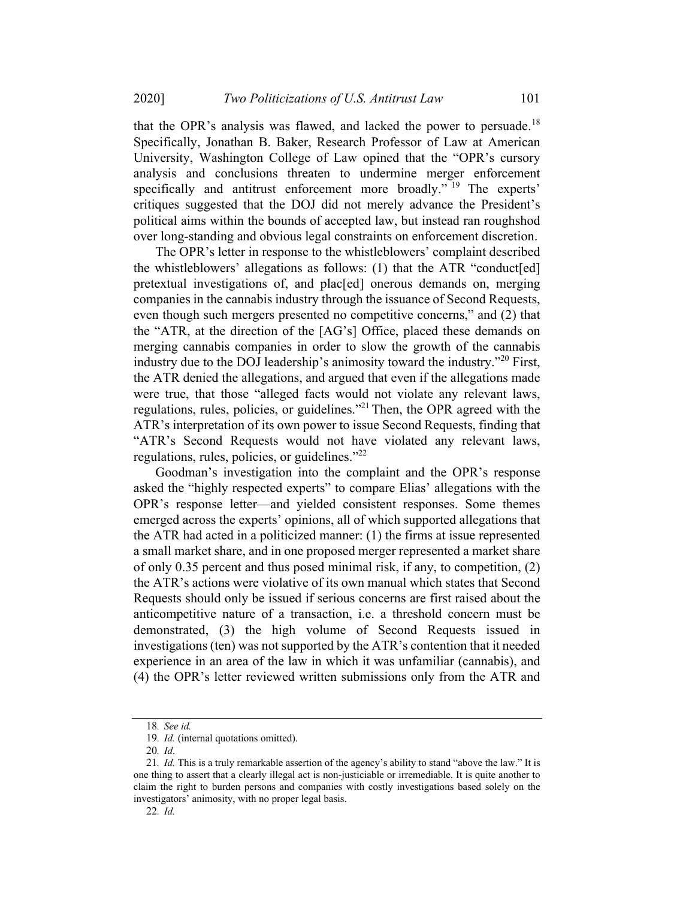that the OPR's analysis was flawed, and lacked the power to persuade.[18] Specifically, Jonathan B. Baker, Research Professor of Law at American University, Washington College of Law opined that the "OPR's cursory analysis and conclusions threaten to undermine merger enforcement specifically and antitrust enforcement more broadly." [19] The experts' critiques suggested that the DOJ did not merely advance the President's political aims within the bounds of accepted law, but instead ran roughshod over long-standing and obvious legal constraints on enforcement discretion.

The OPR's letter in response to the whistleblowers' complaint described the whistleblowers' allegations as follows: (1) that the ATR "conduct[ed] pretextual investigations of, and plac[ed] onerous demands on, merging companies in the cannabis industry through the issuance of Second Requests, even though such mergers presented no competitive concerns," and (2) that the "ATR, at the direction of the [AG's] Office, placed these demands on merging cannabis companies in order to slow the growth of the cannabis industry due to the DOJ leadership's animosity toward the industry."[20] First, the ATR denied the allegations, and argued that even if the allegations made were true, that those "alleged facts would not violate any relevant laws, regulations, rules, policies, or guidelines."[21] Then, the OPR agreed with the ATR's interpretation of its own power to issue Second Requests, finding that "ATR's Second Requests would not have violated any relevant laws, regulations, rules, policies, or guidelines."[22]

Goodman's investigation into the complaint and the OPR's response asked the "highly respected experts" to compare Elias' allegations with the OPR's response letter—and yielded consistent responses. Some themes emerged across the experts' opinions, all of which supported allegations that the ATR had acted in a politicized manner: (1) the firms at issue represented a small market share, and in one proposed merger represented a market share of only 0.35 percent and thus posed minimal risk, if any, to competition, (2) the ATR's actions were violative of its own manual which states that Second Requests should only be issued if serious concerns are first raised about the anticompetitive nature of a transaction, i.e. a threshold concern must be demonstrated, (3) the high volume of Second Requests issued in investigations (ten) was not supported by the ATR's contention that it needed experience in an area of the law in which it was unfamiliar (cannabis), and (4) the OPR's letter reviewed written submissions only from the ATR and

---

18. *See id.*

19. *Id.* (internal quotations omitted).

20. *Id*.

21. *Id.* This is a truly remarkable assertion of the agency's ability to stand "above the law." It is one thing to assert that a clearly illegal act is non-justiciable or irremediable. It is quite another to claim the right to burden persons and companies with costly investigations based solely on the investigators' animosity, with no proper legal basis.

22. *Id.*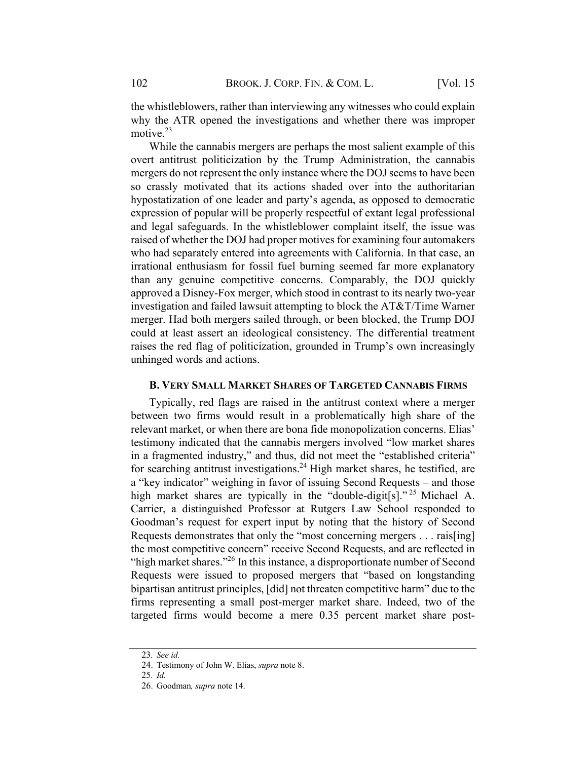the whistleblowers, rather than interviewing any witnesses who could explain why the ATR opened the investigations and whether there was improper motive.[23]

While the cannabis mergers are perhaps the most salient example of this overt antitrust politicization by the Trump Administration, the cannabis mergers do not represent the only instance where the DOJ seems to have been so crassly motivated that its actions shaded over into the authoritarian hypostatization of one leader and party's agenda, as opposed to democratic expression of popular will be properly respectful of extant legal professional and legal safeguards. In the whistleblower complaint itself, the issue was raised of whether the DOJ had proper motives for examining four automakers who had separately entered into agreements with California. In that case, an irrational enthusiasm for fossil fuel burning seemed far more explanatory than any genuine competitive concerns. Comparably, the DOJ quickly approved a Disney-Fox merger, which stood in contrast to its nearly two-year investigation and failed lawsuit attempting to block the AT&T/Time Warner merger. Had both mergers sailed through, or been blocked, the Trump DOJ could at least assert an ideological consistency. The differential treatment raises the red flag of politicization, grounded in Trump's own increasingly unhinged words and actions.

### B. VERY SMALL MARKET SHARES OF TARGETED CANNABIS FIRMS

Typically, red flags are raised in the antitrust context where a merger between two firms would result in a problematically high share of the relevant market, or when there are bona fide monopolization concerns. Elias' testimony indicated that the cannabis mergers involved "low market shares in a fragmented industry," and thus, did not meet the "established criteria" for searching antitrust investigations.[24] High market shares, he testified, are a "key indicator" weighing in favor of issuing Second Requests – and those high market shares are typically in the "double-digit[s]."[25] Michael A. Carrier, a distinguished Professor at Rutgers Law School responded to Goodman's request for expert input by noting that the history of Second Requests demonstrates that only the "most concerning mergers . . . rais[ing] the most competitive concern" receive Second Requests, and are reflected in "high market shares."[26] In this instance, a disproportionate number of Second Requests were issued to proposed mergers that "based on longstanding bipartisan antitrust principles, [did] not threaten competitive harm" due to the firms representing a small post-merger market share. Indeed, two of the targeted firms would become a mere 0.35 percent market share post-

---

23. *See id.*
24. Testimony of John W. Elias, *supra* note 8.
25. *Id.*
26. Goodman*, supra* note 14.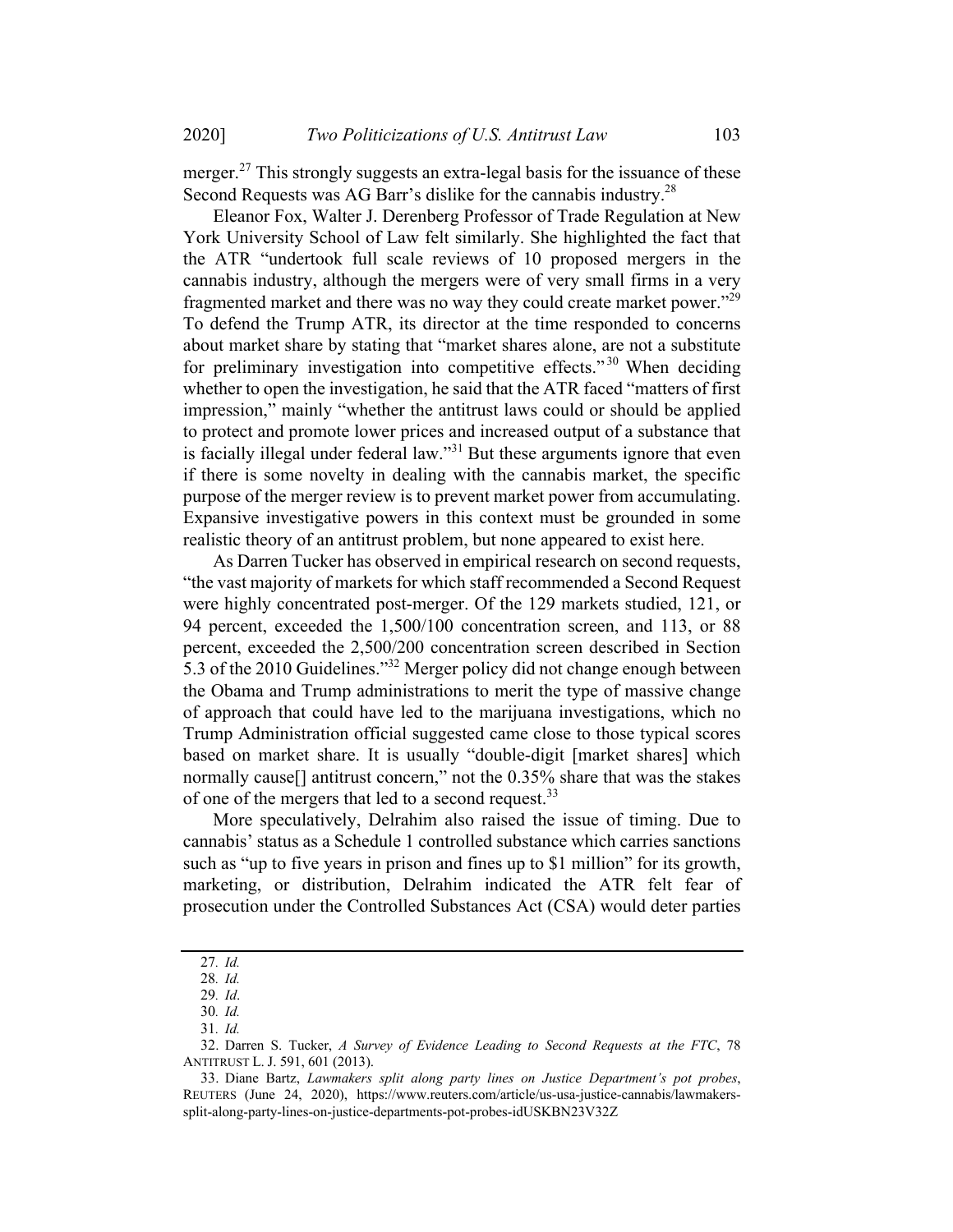merger.[27] This strongly suggests an extra-legal basis for the issuance of these Second Requests was AG Barr's dislike for the cannabis industry.[28]

Eleanor Fox, Walter J. Derenberg Professor of Trade Regulation at New York University School of Law felt similarly. She highlighted the fact that the ATR "undertook full scale reviews of 10 proposed mergers in the cannabis industry, although the mergers were of very small firms in a very fragmented market and there was no way they could create market power."[29] To defend the Trump ATR, its director at the time responded to concerns about market share by stating that "market shares alone, are not a substitute for preliminary investigation into competitive effects."[30] When deciding whether to open the investigation, he said that the ATR faced "matters of first impression," mainly "whether the antitrust laws could or should be applied to protect and promote lower prices and increased output of a substance that is facially illegal under federal law."[31] But these arguments ignore that even if there is some novelty in dealing with the cannabis market, the specific purpose of the merger review is to prevent market power from accumulating. Expansive investigative powers in this context must be grounded in some realistic theory of an antitrust problem, but none appeared to exist here.

As Darren Tucker has observed in empirical research on second requests, "the vast majority of markets for which staff recommended a Second Request were highly concentrated post-merger. Of the 129 markets studied, 121, or 94 percent, exceeded the 1,500/100 concentration screen, and 113, or 88 percent, exceeded the 2,500/200 concentration screen described in Section 5.3 of the 2010 Guidelines."[32] Merger policy did not change enough between the Obama and Trump administrations to merit the type of massive change of approach that could have led to the marijuana investigations, which no Trump Administration official suggested came close to those typical scores based on market share. It is usually "double-digit [market shares] which normally cause[] antitrust concern," not the 0.35% share that was the stakes of one of the mergers that led to a second request.[33]

More speculatively, Delrahim also raised the issue of timing. Due to cannabis' status as a Schedule 1 controlled substance which carries sanctions such as "up to five years in prison and fines up to $1 million" for its growth, marketing, or distribution, Delrahim indicated the ATR felt fear of prosecution under the Controlled Substances Act (CSA) would deter parties

---

27. *Id.*

28. *Id.*

29. *Id*.

30. *Id.*

31. *Id.*

32. Darren S. Tucker, *A Survey of Evidence Leading to Second Requests at the FTC*, 78 ANTITRUST L. J. 591, 601 (2013).

33. Diane Bartz, *Lawmakers split along party lines on Justice Department's pot probes*, REUTERS (June 24, 2020), https://www.reuters.com/article/us-usa-justice-cannabis/lawmakers-split-along-party-lines-on-justice-departments-pot-probes-idUSKBN23V32Z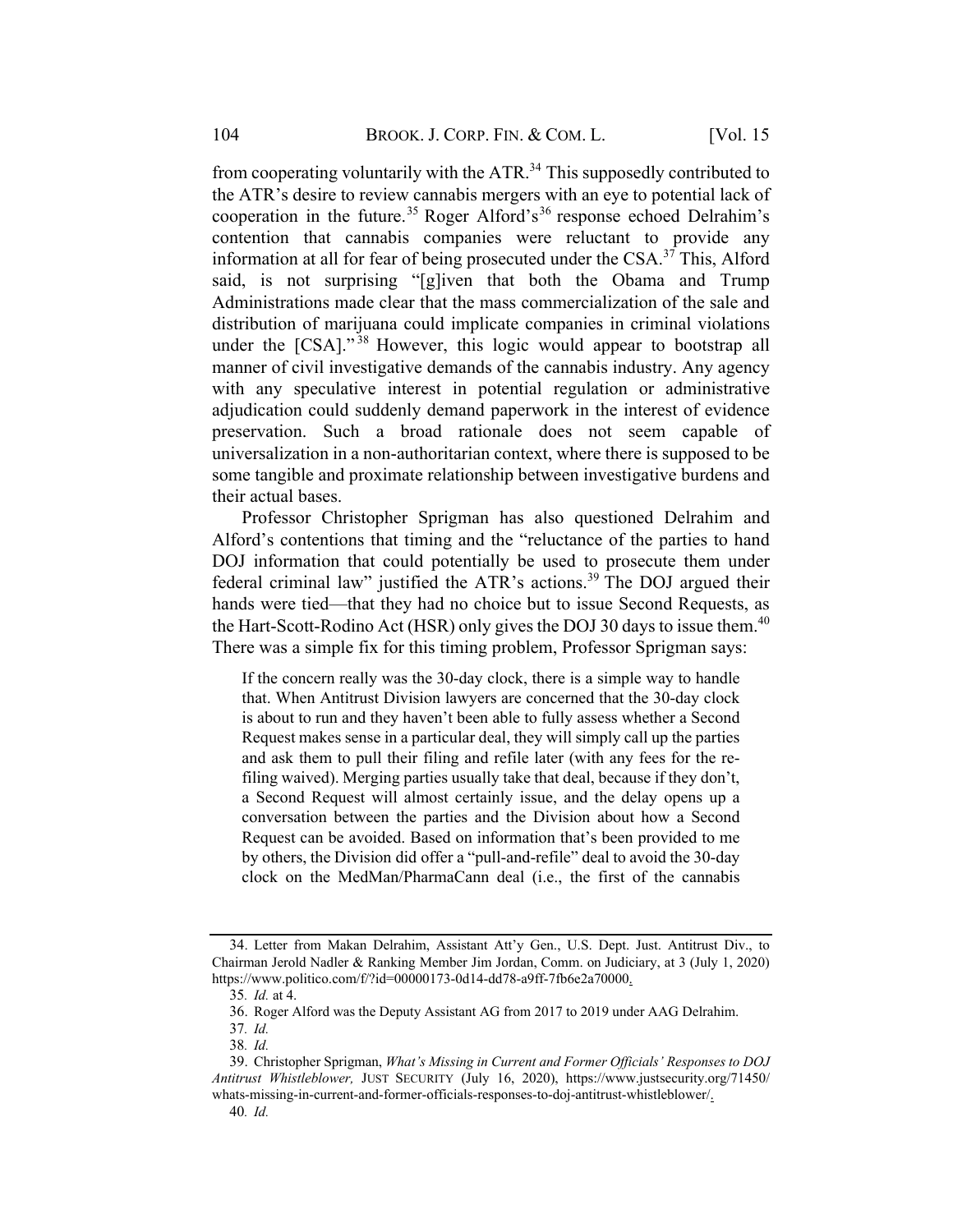from cooperating voluntarily with the ATR.[34] This supposedly contributed to the ATR's desire to review cannabis mergers with an eye to potential lack of cooperation in the future.[35] Roger Alford's[36] response echoed Delrahim's contention that cannabis companies were reluctant to provide any information at all for fear of being prosecuted under the CSA.[37] This, Alford said, is not surprising "[g]iven that both the Obama and Trump Administrations made clear that the mass commercialization of the sale and distribution of marijuana could implicate companies in criminal violations under the [CSA]."[38] However, this logic would appear to bootstrap all manner of civil investigative demands of the cannabis industry. Any agency with any speculative interest in potential regulation or administrative adjudication could suddenly demand paperwork in the interest of evidence preservation. Such a broad rationale does not seem capable of universalization in a non-authoritarian context, where there is supposed to be some tangible and proximate relationship between investigative burdens and their actual bases.

Professor Christopher Sprigman has also questioned Delrahim and Alford's contentions that timing and the "reluctance of the parties to hand DOJ information that could potentially be used to prosecute them under federal criminal law" justified the ATR's actions.[39] The DOJ argued their hands were tied—that they had no choice but to issue Second Requests, as the Hart-Scott-Rodino Act (HSR) only gives the DOJ 30 days to issue them.[40] There was a simple fix for this timing problem, Professor Sprigman says:

> If the concern really was the 30-day clock, there is a simple way to handle that. When Antitrust Division lawyers are concerned that the 30-day clock is about to run and they haven't been able to fully assess whether a Second Request makes sense in a particular deal, they will simply call up the parties and ask them to pull their filing and refile later (with any fees for the re-filing waived). Merging parties usually take that deal, because if they don't, a Second Request will almost certainly issue, and the delay opens up a conversation between the parties and the Division about how a Second Request can be avoided. Based on information that's been provided to me by others, the Division did offer a "pull-and-refile" deal to avoid the 30-day clock on the MedMan/PharmaCann deal (i.e., the first of the cannabis

---

34. Letter from Makan Delrahim, Assistant Att'y Gen., U.S. Dept. Just. Antitrust Div., to Chairman Jerold Nadler & Ranking Member Jim Jordan, Comm. on Judiciary, at 3 (July 1, 2020) https://www.politico.com/f/?id=00000173-0d14-dd78-a9ff-7fb6e2a70000.

35. *Id.* at 4.

36. Roger Alford was the Deputy Assistant AG from 2017 to 2019 under AAG Delrahim.

37. *Id.*

38. *Id.*

39. Christopher Sprigman, *What's Missing in Current and Former Officials' Responses to DOJ Antitrust Whistleblower,* JUST SECURITY (July 16, 2020), https://www.justsecurity.org/71450/whats-missing-in-current-and-former-officials-responses-to-doj-antitrust-whistleblower/.

40. *Id.*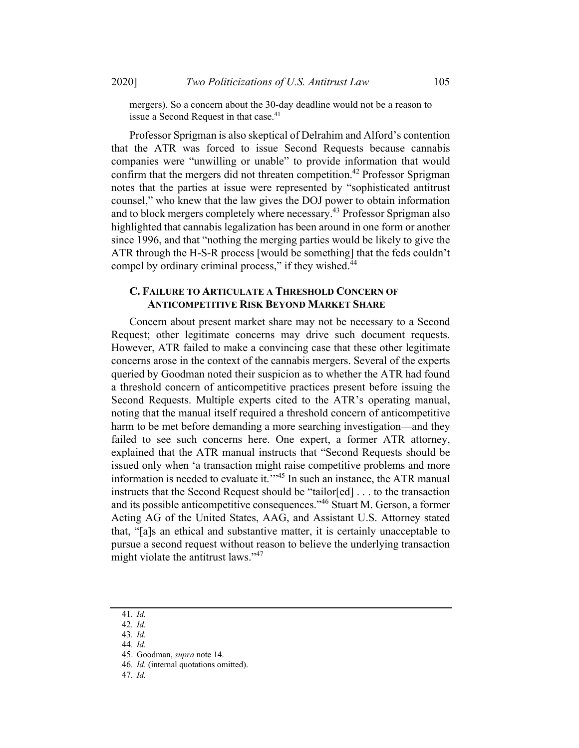mergers). So a concern about the 30-day deadline would not be a reason to issue a Second Request in that case.[41]

Professor Sprigman is also skeptical of Delrahim and Alford's contention that the ATR was forced to issue Second Requests because cannabis companies were "unwilling or unable" to provide information that would confirm that the mergers did not threaten competition.[42] Professor Sprigman notes that the parties at issue were represented by "sophisticated antitrust counsel," who knew that the law gives the DOJ power to obtain information and to block mergers completely where necessary.[43] Professor Sprigman also highlighted that cannabis legalization has been around in one form or another since 1996, and that "nothing the merging parties would be likely to give the ATR through the H-S-R process [would be something] that the feds couldn't compel by ordinary criminal process," if they wished.[44]

### C. Failure to Articulate a Threshold Concern of Anticompetitive Risk Beyond Market Share

Concern about present market share may not be necessary to a Second Request; other legitimate concerns may drive such document requests. However, ATR failed to make a convincing case that these other legitimate concerns arose in the context of the cannabis mergers. Several of the experts queried by Goodman noted their suspicion as to whether the ATR had found a threshold concern of anticompetitive practices present before issuing the Second Requests. Multiple experts cited to the ATR's operating manual, noting that the manual itself required a threshold concern of anticompetitive harm to be met before demanding a more searching investigation—and they failed to see such concerns here. One expert, a former ATR attorney, explained that the ATR manual instructs that "Second Requests should be issued only when 'a transaction might raise competitive problems and more information is needed to evaluate it.'"[45] In such an instance, the ATR manual instructs that the Second Request should be "tailor[ed] . . . to the transaction and its possible anticompetitive consequences."[46] Stuart M. Gerson, a former Acting AG of the United States, AAG, and Assistant U.S. Attorney stated that, "[a]s an ethical and substantive matter, it is certainly unacceptable to pursue a second request without reason to believe the underlying transaction might violate the antitrust laws."[47]

---

41. *Id.*
42. *Id.*
43. *Id.*
44. *Id.*
45. Goodman, *supra* note 14.
46. *Id.* (internal quotations omitted).
47. *Id.*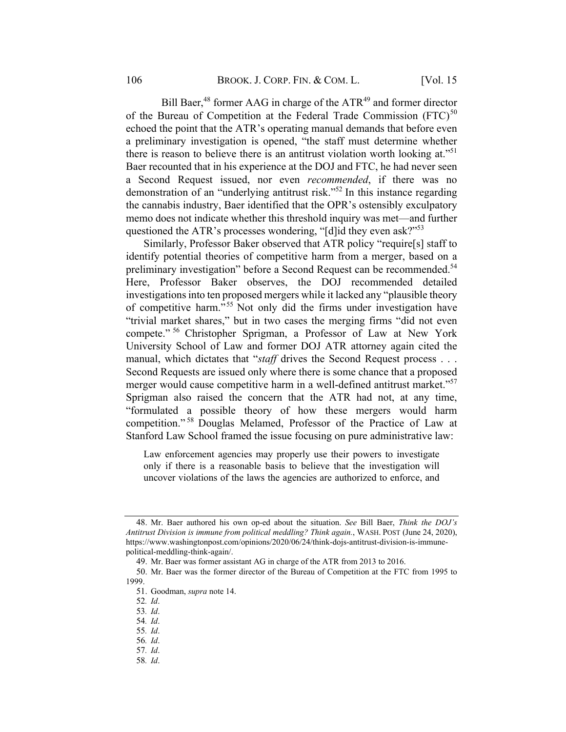Bill Baer,[48] former AAG in charge of the ATR[49] and former director of the Bureau of Competition at the Federal Trade Commission (FTC)[50] echoed the point that the ATR's operating manual demands that before even a preliminary investigation is opened, "the staff must determine whether there is reason to believe there is an antitrust violation worth looking at."[51] Baer recounted that in his experience at the DOJ and FTC, he had never seen a Second Request issued, nor even *recommended*, if there was no demonstration of an "underlying antitrust risk."[52] In this instance regarding the cannabis industry, Baer identified that the OPR's ostensibly exculpatory memo does not indicate whether this threshold inquiry was met—and further questioned the ATR's processes wondering, "[d]id they even ask?"[53]

Similarly, Professor Baker observed that ATR policy "require[s] staff to identify potential theories of competitive harm from a merger, based on a preliminary investigation" before a Second Request can be recommended.[54] Here, Professor Baker observes, the DOJ recommended detailed investigations into ten proposed mergers while it lacked any "plausible theory of competitive harm."[55] Not only did the firms under investigation have "trivial market shares," but in two cases the merging firms "did not even compete."[56] Christopher Sprigman, a Professor of Law at New York University School of Law and former DOJ ATR attorney again cited the manual, which dictates that "*staff* drives the Second Request process . . . Second Requests are issued only where there is some chance that a proposed merger would cause competitive harm in a well-defined antitrust market."[57] Sprigman also raised the concern that the ATR had not, at any time, "formulated a possible theory of how these mergers would harm competition."[58] Douglas Melamed, Professor of the Practice of Law at Stanford Law School framed the issue focusing on pure administrative law:

> Law enforcement agencies may properly use their powers to investigate only if there is a reasonable basis to believe that the investigation will uncover violations of the laws the agencies are authorized to enforce, and

---

48. Mr. Baer authored his own op-ed about the situation. *See* Bill Baer, *Think the DOJ's Antitrust Division is immune from political meddling? Think again.*, WASH. POST (June 24, 2020), https://www.washingtonpost.com/opinions/2020/06/24/think-dojs-antitrust-division-is-immune-political-meddling-think-again/.

49. Mr. Baer was former assistant AG in charge of the ATR from 2013 to 2016.

50. Mr. Baer was the former director of the Bureau of Competition at the FTC from 1995 to 1999.

51. Goodman, *supra* note 14.

52. *Id*.

53. *Id*.

54. *Id*.

55. *Id*.

56. *Id*.

57. *Id*.

58. *Id*.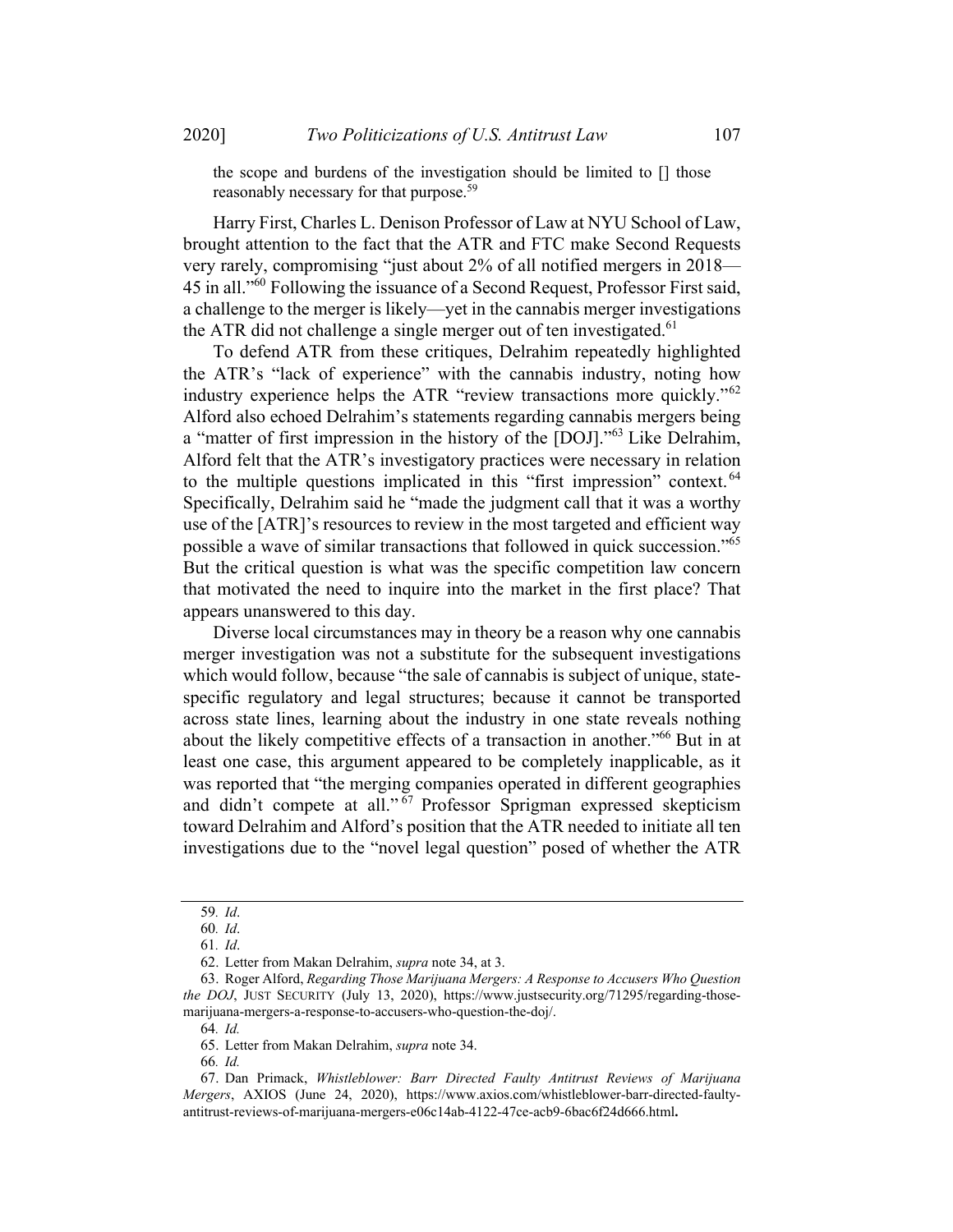the scope and burdens of the investigation should be limited to [] those reasonably necessary for that purpose.[59]

Harry First, Charles L. Denison Professor of Law at NYU School of Law, brought attention to the fact that the ATR and FTC make Second Requests very rarely, compromising "just about 2% of all notified mergers in 2018—45 in all."[60] Following the issuance of a Second Request, Professor First said, a challenge to the merger is likely—yet in the cannabis merger investigations the ATR did not challenge a single merger out of ten investigated.[61]

To defend ATR from these critiques, Delrahim repeatedly highlighted the ATR's "lack of experience" with the cannabis industry, noting how industry experience helps the ATR "review transactions more quickly."[62] Alford also echoed Delrahim's statements regarding cannabis mergers being a "matter of first impression in the history of the [DOJ]."[63] Like Delrahim, Alford felt that the ATR's investigatory practices were necessary in relation to the multiple questions implicated in this "first impression" context.[64] Specifically, Delrahim said he "made the judgment call that it was a worthy use of the [ATR]'s resources to review in the most targeted and efficient way possible a wave of similar transactions that followed in quick succession."[65] But the critical question is what was the specific competition law concern that motivated the need to inquire into the market in the first place? That appears unanswered to this day.

Diverse local circumstances may in theory be a reason why one cannabis merger investigation was not a substitute for the subsequent investigations which would follow, because "the sale of cannabis is subject of unique, state-specific regulatory and legal structures; because it cannot be transported across state lines, learning about the industry in one state reveals nothing about the likely competitive effects of a transaction in another."[66] But in at least one case, this argument appeared to be completely inapplicable, as it was reported that "the merging companies operated in different geographies and didn't compete at all."[67] Professor Sprigman expressed skepticism toward Delrahim and Alford's position that the ATR needed to initiate all ten investigations due to the "novel legal question" posed of whether the ATR

---

59. *Id*.

60. *Id*.

61. *Id*.

62. Letter from Makan Delrahim, *supra* note 34, at 3.

63. Roger Alford, *Regarding Those Marijuana Mergers: A Response to Accusers Who Question the DOJ*, JUST SECURITY (July 13, 2020), https://www.justsecurity.org/71295/regarding-those-marijuana-mergers-a-response-to-accusers-who-question-the-doj/.

64. *Id.*

65. Letter from Makan Delrahim, *supra* note 34.

66. *Id.*

67. Dan Primack, *Whistleblower: Barr Directed Faulty Antitrust Reviews of Marijuana Mergers*, AXIOS (June 24, 2020), https://www.axios.com/whistleblower-barr-directed-faulty-antitrust-reviews-of-marijuana-mergers-e06c14ab-4122-47ce-acb9-6bac6f24d666.html.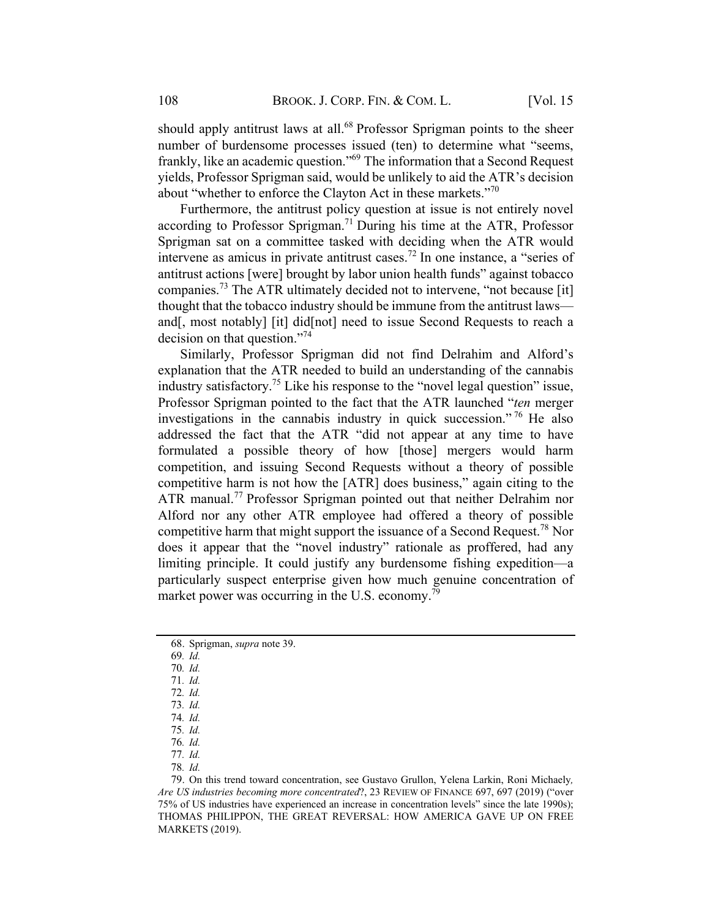should apply antitrust laws at all.[68] Professor Sprigman points to the sheer number of burdensome processes issued (ten) to determine what "seems, frankly, like an academic question."[69] The information that a Second Request yields, Professor Sprigman said, would be unlikely to aid the ATR's decision about "whether to enforce the Clayton Act in these markets."[70]

Furthermore, the antitrust policy question at issue is not entirely novel according to Professor Sprigman.[71] During his time at the ATR, Professor Sprigman sat on a committee tasked with deciding when the ATR would intervene as amicus in private antitrust cases.[72] In one instance, a "series of antitrust actions [were] brought by labor union health funds" against tobacco companies.[73] The ATR ultimately decided not to intervene, "not because [it] thought that the tobacco industry should be immune from the antitrust laws—and[, most notably] [it] did[not] need to issue Second Requests to reach a decision on that question."[74]

Similarly, Professor Sprigman did not find Delrahim and Alford's explanation that the ATR needed to build an understanding of the cannabis industry satisfactory.[75] Like his response to the "novel legal question" issue, Professor Sprigman pointed to the fact that the ATR launched "*ten* merger investigations in the cannabis industry in quick succession."[76] He also addressed the fact that the ATR "did not appear at any time to have formulated a possible theory of how [those] mergers would harm competition, and issuing Second Requests without a theory of possible competitive harm is not how the [ATR] does business," again citing to the ATR manual.[77] Professor Sprigman pointed out that neither Delrahim nor Alford nor any other ATR employee had offered a theory of possible competitive harm that might support the issuance of a Second Request.[78] Nor does it appear that the "novel industry" rationale as proffered, had any limiting principle. It could justify any burdensome fishing expedition—a particularly suspect enterprise given how much genuine concentration of market power was occurring in the U.S. economy.[79]

---

68. Sprigman, *supra* note 39.

69. *Id.*

70. *Id.*

71. *Id.*

72. *Id.*

73. *Id.*

74. *Id.*

75. *Id.*

76. *Id.*

77. *Id.*

78. *Id.*

79. On this trend toward concentration, see Gustavo Grullon, Yelena Larkin, Roni Michaely, *Are US industries becoming more concentrated*?, 23 REVIEW OF FINANCE 697, 697 (2019) ("over 75% of US industries have experienced an increase in concentration levels" since the late 1990s); THOMAS PHILIPPON, THE GREAT REVERSAL: HOW AMERICA GAVE UP ON FREE MARKETS (2019).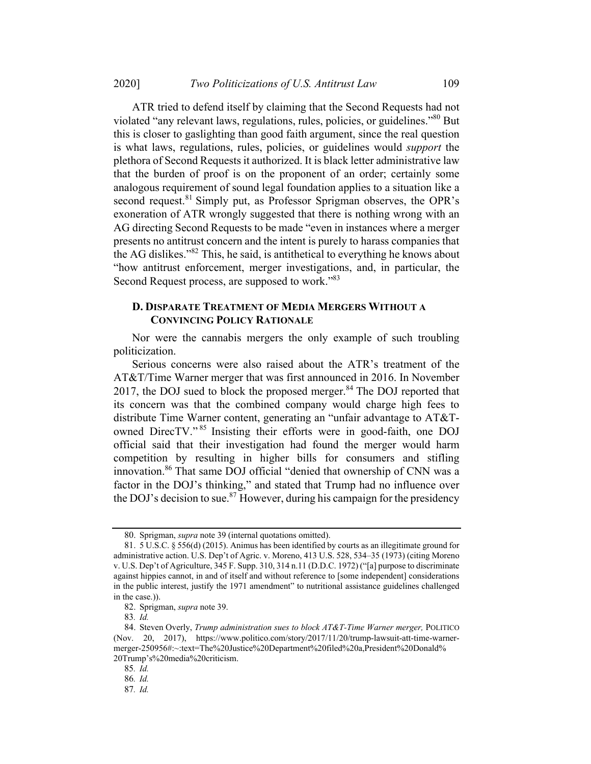ATR tried to defend itself by claiming that the Second Requests had not violated "any relevant laws, regulations, rules, policies, or guidelines."[80] But this is closer to gaslighting than good faith argument, since the real question is what laws, regulations, rules, policies, or guidelines would *support* the plethora of Second Requests it authorized. It is black letter administrative law that the burden of proof is on the proponent of an order; certainly some analogous requirement of sound legal foundation applies to a situation like a second request.[81] Simply put, as Professor Sprigman observes, the OPR's exoneration of ATR wrongly suggested that there is nothing wrong with an AG directing Second Requests to be made "even in instances where a merger presents no antitrust concern and the intent is purely to harass companies that the AG dislikes."[82] This, he said, is antithetical to everything he knows about "how antitrust enforcement, merger investigations, and, in particular, the Second Request process, are supposed to work."[83]

### D. Disparate Treatment of Media Mergers Without a Convincing Policy Rationale

Nor were the cannabis mergers the only example of such troubling politicization.

Serious concerns were also raised about the ATR's treatment of the AT&T/Time Warner merger that was first announced in 2016. In November 2017, the DOJ sued to block the proposed merger.[84] The DOJ reported that its concern was that the combined company would charge high fees to distribute Time Warner content, generating an "unfair advantage to AT&T-owned DirecTV."[85] Insisting their efforts were in good-faith, one DOJ official said that their investigation had found the merger would harm competition by resulting in higher bills for consumers and stifling innovation.[86] That same DOJ official "denied that ownership of CNN was a factor in the DOJ's thinking," and stated that Trump had no influence over the DOJ's decision to sue.[87] However, during his campaign for the presidency

---

80. Sprigman, *supra* note 39 (internal quotations omitted).

81. 5 U.S.C. § 556(d) (2015). Animus has been identified by courts as an illegitimate ground for administrative action. U.S. Dep't of Agric. v. Moreno, 413 U.S. 528, 534–35 (1973) (citing Moreno v. U.S. Dep't of Agriculture, 345 F. Supp. 310, 314 n.11 (D.D.C. 1972) ("[a] purpose to discriminate against hippies cannot, in and of itself and without reference to [some independent] considerations in the public interest, justify the 1971 amendment" to nutritional assistance guidelines challenged in the case.)).

82. Sprigman, *supra* note 39.

83. *Id.*

84. Steven Overly, *Trump administration sues to block AT&T-Time Warner merger,* POLITICO (Nov. 20, 2017), https://www.politico.com/story/2017/11/20/trump-lawsuit-att-time-warner-merger-250956#:~:text=The%20Justice%20Department%20filed%20a,President%20Donald%20Trump's%20media%20criticism.

85. *Id.*

86. *Id.*

87. *Id.*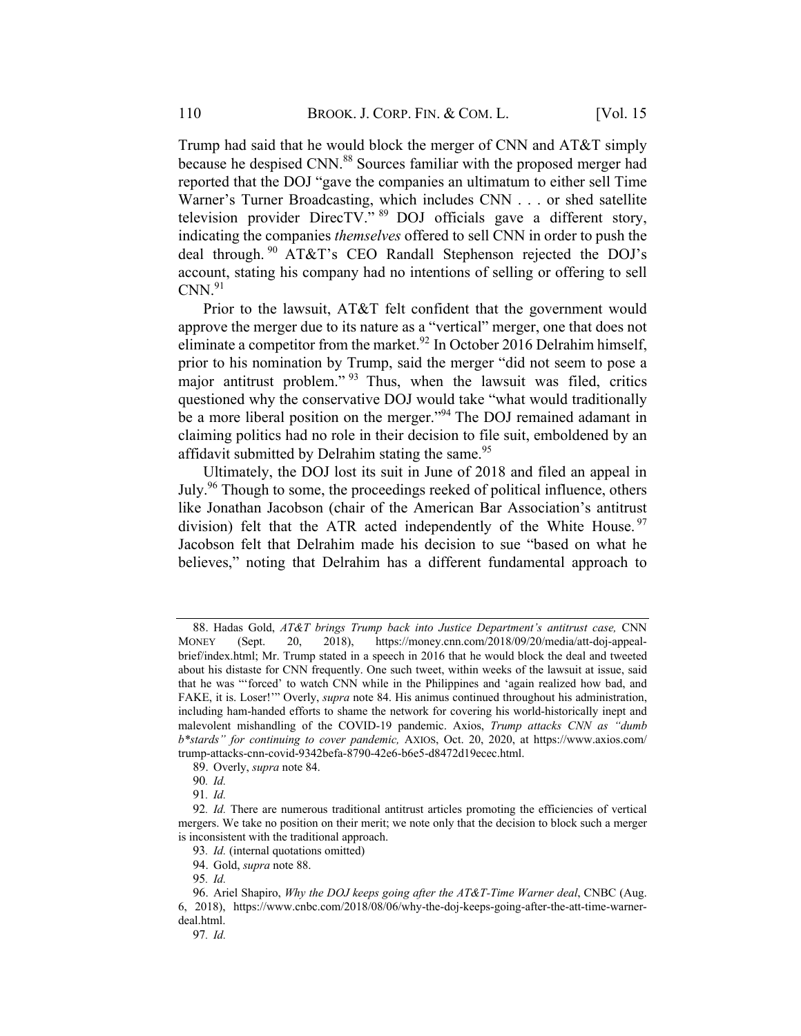Trump had said that he would block the merger of CNN and AT&T simply because he despised CNN.[88] Sources familiar with the proposed merger had reported that the DOJ "gave the companies an ultimatum to either sell Time Warner's Turner Broadcasting, which includes CNN . . . or shed satellite television provider DirecTV."[89] DOJ officials gave a different story, indicating the companies *themselves* offered to sell CNN in order to push the deal through.[90] AT&T's CEO Randall Stephenson rejected the DOJ's account, stating his company had no intentions of selling or offering to sell CNN.[91]

Prior to the lawsuit, AT&T felt confident that the government would approve the merger due to its nature as a "vertical" merger, one that does not eliminate a competitor from the market.[92] In October 2016 Delrahim himself, prior to his nomination by Trump, said the merger "did not seem to pose a major antitrust problem."[93] Thus, when the lawsuit was filed, critics questioned why the conservative DOJ would take "what would traditionally be a more liberal position on the merger."[94] The DOJ remained adamant in claiming politics had no role in their decision to file suit, emboldened by an affidavit submitted by Delrahim stating the same.[95]

Ultimately, the DOJ lost its suit in June of 2018 and filed an appeal in July.[96] Though to some, the proceedings reeked of political influence, others like Jonathan Jacobson (chair of the American Bar Association's antitrust division) felt that the ATR acted independently of the White House.[97] Jacobson felt that Delrahim made his decision to sue "based on what he believes," noting that Delrahim has a different fundamental approach to

---

88. Hadas Gold, *AT&T brings Trump back into Justice Department's antitrust case,* CNN MONEY (Sept. 20, 2018), https://money.cnn.com/2018/09/20/media/att-doj-appeal-brief/index.html; Mr. Trump stated in a speech in 2016 that he would block the deal and tweeted about his distaste for CNN frequently. One such tweet, within weeks of the lawsuit at issue, said that he was "'forced' to watch CNN while in the Philippines and 'again realized how bad, and FAKE, it is. Loser!'" Overly, *supra* note 84. His animus continued throughout his administration, including ham-handed efforts to shame the network for covering his world-historically inept and malevolent mishandling of the COVID-19 pandemic. Axios, *Trump attacks CNN as "dumb b*stards" for continuing to cover pandemic,* AXIOS, Oct. 20, 2020, at https://www.axios.com/trump-attacks-cnn-covid-9342befa-8790-42e6-b6e5-d8472d19ecec.html.

89. Overly, *supra* note 84.

90. *Id.*

91. *Id.*

92. *Id.* There are numerous traditional antitrust articles promoting the efficiencies of vertical mergers. We take no position on their merit; we note only that the decision to block such a merger is inconsistent with the traditional approach.

93. *Id.* (internal quotations omitted)

94. Gold, *supra* note 88.

95. *Id.*

96. Ariel Shapiro, *Why the DOJ keeps going after the AT&T-Time Warner deal*, CNBC (Aug. 6, 2018), https://www.cnbc.com/2018/08/06/why-the-doj-keeps-going-after-the-att-time-warner-deal.html.

97. *Id.*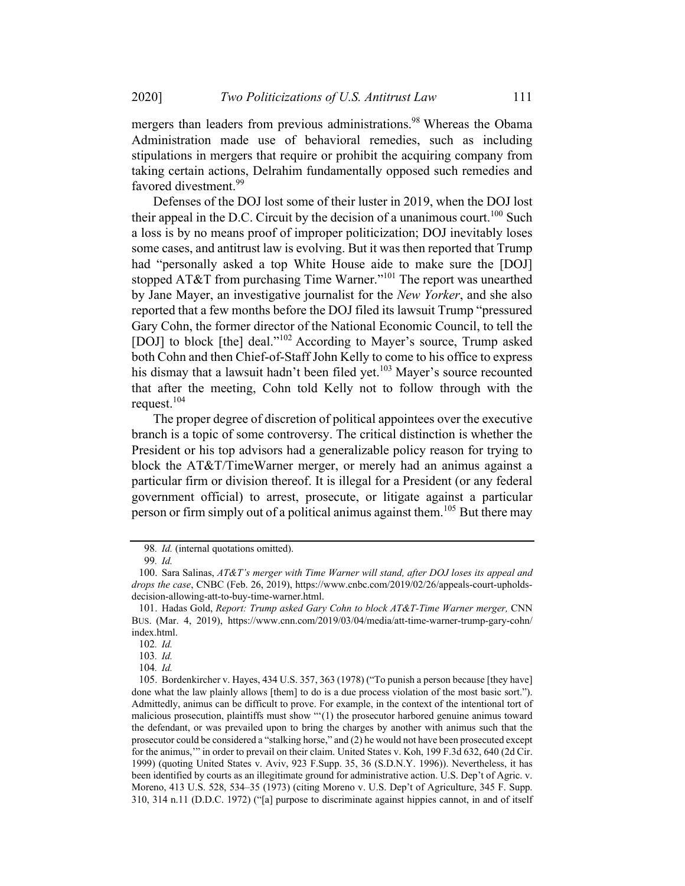mergers than leaders from previous administrations.[98] Whereas the Obama Administration made use of behavioral remedies, such as including stipulations in mergers that require or prohibit the acquiring company from taking certain actions, Delrahim fundamentally opposed such remedies and favored divestment.[99]

Defenses of the DOJ lost some of their luster in 2019, when the DOJ lost their appeal in the D.C. Circuit by the decision of a unanimous court.[100] Such a loss is by no means proof of improper politicization; DOJ inevitably loses some cases, and antitrust law is evolving. But it was then reported that Trump had "personally asked a top White House aide to make sure the [DOJ] stopped AT&T from purchasing Time Warner."[101] The report was unearthed by Jane Mayer, an investigative journalist for the *New Yorker*, and she also reported that a few months before the DOJ filed its lawsuit Trump "pressured Gary Cohn, the former director of the National Economic Council, to tell the [DOJ] to block [the] deal."[102] According to Mayer's source, Trump asked both Cohn and then Chief-of-Staff John Kelly to come to his office to express his dismay that a lawsuit hadn't been filed yet.[103] Mayer's source recounted that after the meeting, Cohn told Kelly not to follow through with the request.[104]

The proper degree of discretion of political appointees over the executive branch is a topic of some controversy. The critical distinction is whether the President or his top advisors had a generalizable policy reason for trying to block the AT&T/TimeWarner merger, or merely had an animus against a particular firm or division thereof. It is illegal for a President (or any federal government official) to arrest, prosecute, or litigate against a particular person or firm simply out of a political animus against them.[105] But there may

---

98. *Id.* (internal quotations omitted).

99. *Id.*

100. Sara Salinas, *AT&T's merger with Time Warner will stand, after DOJ loses its appeal and drops the case*, CNBC (Feb. 26, 2019), https://www.cnbc.com/2019/02/26/appeals-court-upholds-decision-allowing-att-to-buy-time-warner.html.

101. Hadas Gold, *Report: Trump asked Gary Cohn to block AT&T-Time Warner merger,* CNN BUS. (Mar. 4, 2019), https://www.cnn.com/2019/03/04/media/att-time-warner-trump-gary-cohn/index.html.

102. *Id.*

103. *Id.*

104. *Id.*

105. Bordenkircher v. Hayes, 434 U.S. 357, 363 (1978) ("To punish a person because [they have] done what the law plainly allows [them] to do is a due process violation of the most basic sort."). Admittedly, animus can be difficult to prove. For example, in the context of the intentional tort of malicious prosecution, plaintiffs must show "'(1) the prosecutor harbored genuine animus toward the defendant, or was prevailed upon to bring the charges by another with animus such that the prosecutor could be considered a "stalking horse," and (2) he would not have been prosecuted except for the animus,'" in order to prevail on their claim. United States v. Koh, 199 F.3d 632, 640 (2d Cir. 1999) (quoting United States v. Aviv, 923 F.Supp. 35, 36 (S.D.N.Y. 1996)). Nevertheless, it has been identified by courts as an illegitimate ground for administrative action. U.S. Dep't of Agric. v. Moreno, 413 U.S. 528, 534–35 (1973) (citing Moreno v. U.S. Dep't of Agriculture, 345 F. Supp. 310, 314 n.11 (D.D.C. 1972) ("[a] purpose to discriminate against hippies cannot, in and of itself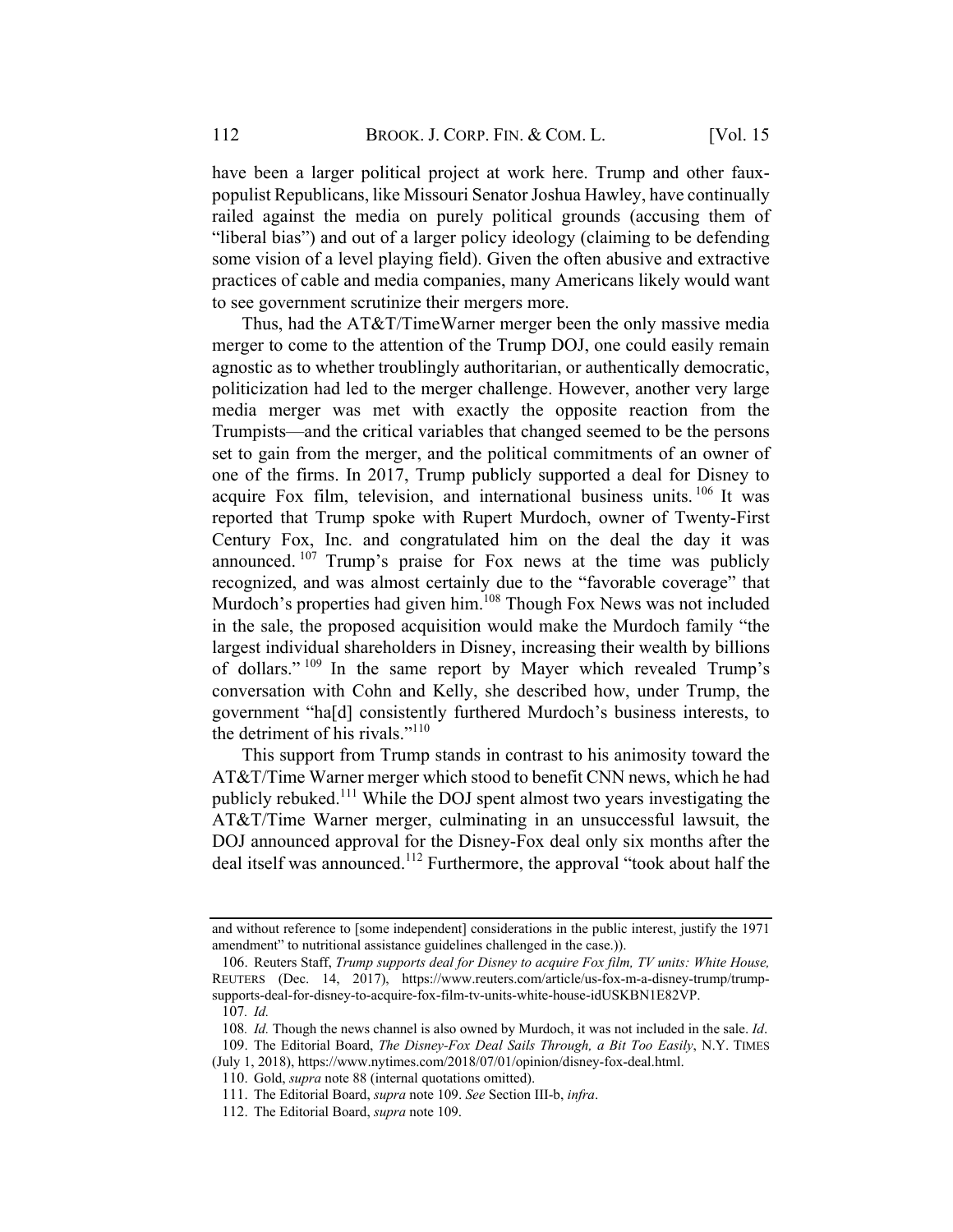have been a larger political project at work here. Trump and other faux-populist Republicans, like Missouri Senator Joshua Hawley, have continually railed against the media on purely political grounds (accusing them of "liberal bias") and out of a larger policy ideology (claiming to be defending some vision of a level playing field). Given the often abusive and extractive practices of cable and media companies, many Americans likely would want to see government scrutinize their mergers more.

Thus, had the AT&T/TimeWarner merger been the only massive media merger to come to the attention of the Trump DOJ, one could easily remain agnostic as to whether troublingly authoritarian, or authentically democratic, politicization had led to the merger challenge. However, another very large media merger was met with exactly the opposite reaction from the Trumpists—and the critical variables that changed seemed to be the persons set to gain from the merger, and the political commitments of an owner of one of the firms. In 2017, Trump publicly supported a deal for Disney to acquire Fox film, television, and international business units.[106] It was reported that Trump spoke with Rupert Murdoch, owner of Twenty-First Century Fox, Inc. and congratulated him on the deal the day it was announced.[107] Trump's praise for Fox news at the time was publicly recognized, and was almost certainly due to the "favorable coverage" that Murdoch's properties had given him.[108] Though Fox News was not included in the sale, the proposed acquisition would make the Murdoch family "the largest individual shareholders in Disney, increasing their wealth by billions of dollars."[109] In the same report by Mayer which revealed Trump's conversation with Cohn and Kelly, she described how, under Trump, the government "ha[d] consistently furthered Murdoch's business interests, to the detriment of his rivals."[110]

This support from Trump stands in contrast to his animosity toward the AT&T/Time Warner merger which stood to benefit CNN news, which he had publicly rebuked.[111] While the DOJ spent almost two years investigating the AT&T/Time Warner merger, culminating in an unsuccessful lawsuit, the DOJ announced approval for the Disney-Fox deal only six months after the deal itself was announced.[112] Furthermore, the approval "took about half the

---

and without reference to [some independent] considerations in the public interest, justify the 1971 amendment" to nutritional assistance guidelines challenged in the case.)).

106. Reuters Staff, *Trump supports deal for Disney to acquire Fox film, TV units: White House*, REUTERS (Dec. 14, 2017), https://www.reuters.com/article/us-fox-m-a-disney-trump/trump-supports-deal-for-disney-to-acquire-fox-film-tv-units-white-house-idUSKBN1E82VP.

107. *Id.*

108. *Id.* Though the news channel is also owned by Murdoch, it was not included in the sale. *Id*.

109. The Editorial Board, *The Disney-Fox Deal Sails Through, a Bit Too Easily*, N.Y. TIMES (July 1, 2018), https://www.nytimes.com/2018/07/01/opinion/disney-fox-deal.html.

110. Gold, *supra* note 88 (internal quotations omitted).

111. The Editorial Board, *supra* note 109. *See* Section III-b, *infra*.

112. The Editorial Board, *supra* note 109.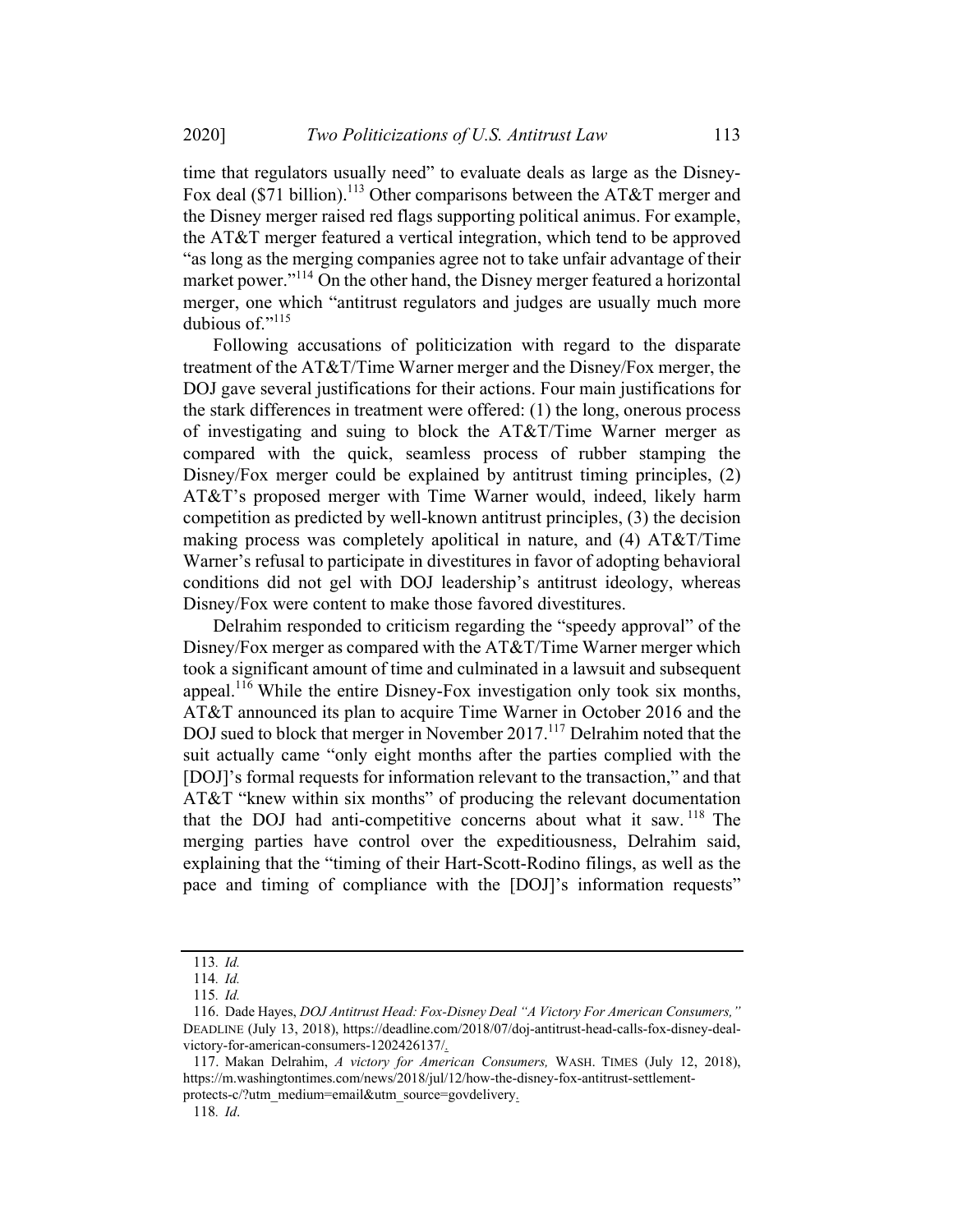time that regulators usually need" to evaluate deals as large as the Disney-Fox deal ($71 billion).[113] Other comparisons between the AT&T merger and the Disney merger raised red flags supporting political animus. For example, the AT&T merger featured a vertical integration, which tend to be approved "as long as the merging companies agree not to take unfair advantage of their market power."[114] On the other hand, the Disney merger featured a horizontal merger, one which "antitrust regulators and judges are usually much more dubious of."[115]

Following accusations of politicization with regard to the disparate treatment of the AT&T/Time Warner merger and the Disney/Fox merger, the DOJ gave several justifications for their actions. Four main justifications for the stark differences in treatment were offered: (1) the long, onerous process of investigating and suing to block the AT&T/Time Warner merger as compared with the quick, seamless process of rubber stamping the Disney/Fox merger could be explained by antitrust timing principles, (2) AT&T's proposed merger with Time Warner would, indeed, likely harm competition as predicted by well-known antitrust principles, (3) the decision making process was completely apolitical in nature, and (4) AT&T/Time Warner's refusal to participate in divestitures in favor of adopting behavioral conditions did not gel with DOJ leadership's antitrust ideology, whereas Disney/Fox were content to make those favored divestitures.

Delrahim responded to criticism regarding the "speedy approval" of the Disney/Fox merger as compared with the AT&T/Time Warner merger which took a significant amount of time and culminated in a lawsuit and subsequent appeal.[116] While the entire Disney-Fox investigation only took six months, AT&T announced its plan to acquire Time Warner in October 2016 and the DOJ sued to block that merger in November 2017.[117] Delrahim noted that the suit actually came "only eight months after the parties complied with the [DOJ]'s formal requests for information relevant to the transaction," and that AT&T "knew within six months" of producing the relevant documentation that the DOJ had anti-competitive concerns about what it saw.[118] The merging parties have control over the expeditiousness, Delrahim said, explaining that the "timing of their Hart-Scott-Rodino filings, as well as the pace and timing of compliance with the [DOJ]'s information requests"

---

113. *Id.*

114. *Id.*

115. *Id.*

116. Dade Hayes, *DOJ Antitrust Head: Fox-Disney Deal "A Victory For American Consumers,"* DEADLINE (July 13, 2018), https://deadline.com/2018/07/doj-antitrust-head-calls-fox-disney-deal-victory-for-american-consumers-1202426137/.

117. Makan Delrahim, *A victory for American Consumers,* WASH. TIMES (July 12, 2018), https://m.washingtontimes.com/news/2018/jul/12/how-the-disney-fox-antitrust-settlement-protects-c/?utm_medium=email&utm_source=govdelivery.

118. *Id*.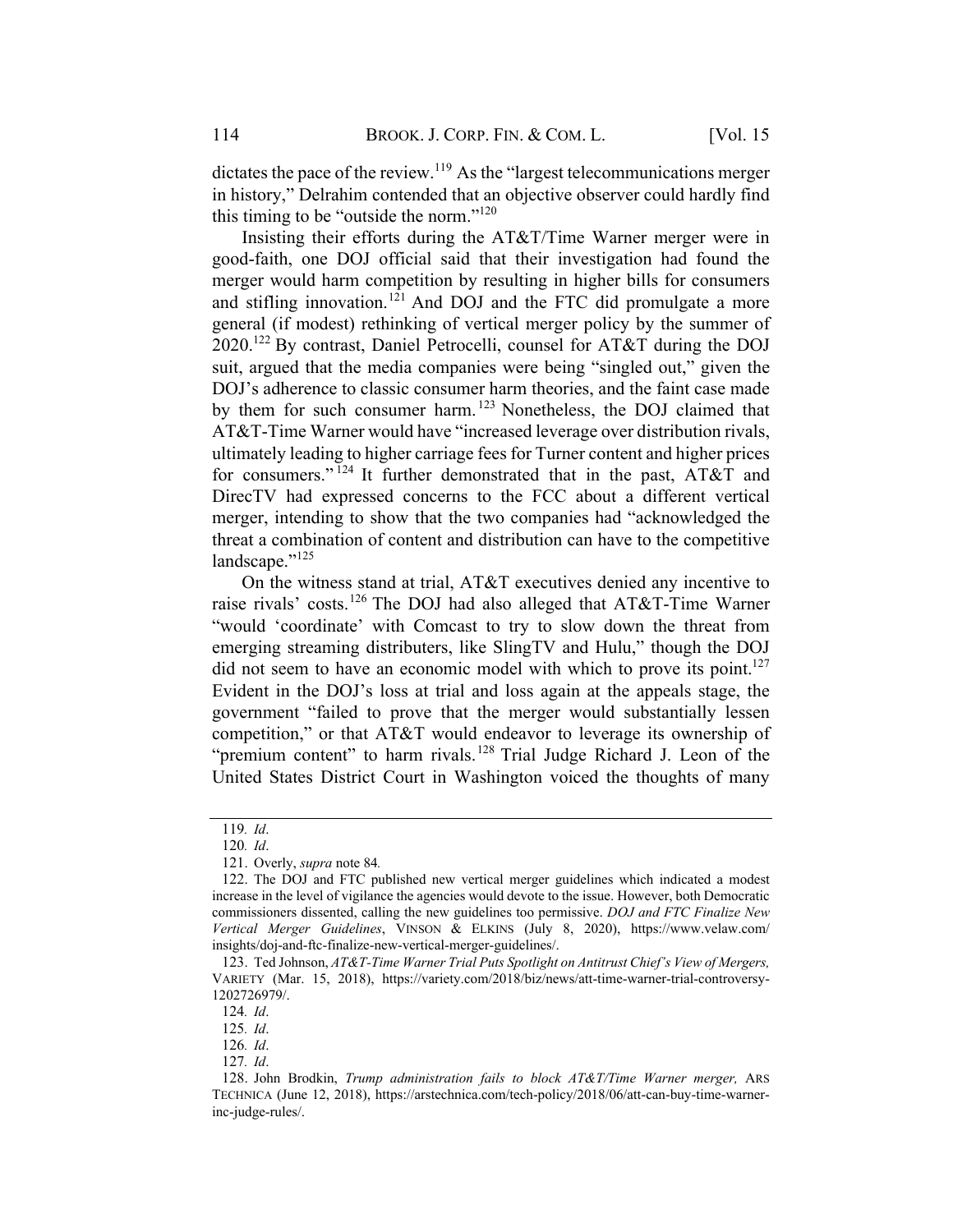dictates the pace of the review.[119] As the "largest telecommunications merger in history," Delrahim contended that an objective observer could hardly find this timing to be "outside the norm."[120]

Insisting their efforts during the AT&T/Time Warner merger were in good-faith, one DOJ official said that their investigation had found the merger would harm competition by resulting in higher bills for consumers and stifling innovation.[121] And DOJ and the FTC did promulgate a more general (if modest) rethinking of vertical merger policy by the summer of 2020.[122] By contrast, Daniel Petrocelli, counsel for AT&T during the DOJ suit, argued that the media companies were being "singled out," given the DOJ's adherence to classic consumer harm theories, and the faint case made by them for such consumer harm.[123] Nonetheless, the DOJ claimed that AT&T-Time Warner would have "increased leverage over distribution rivals, ultimately leading to higher carriage fees for Turner content and higher prices for consumers."[124] It further demonstrated that in the past, AT&T and DirecTV had expressed concerns to the FCC about a different vertical merger, intending to show that the two companies had "acknowledged the threat a combination of content and distribution can have to the competitive landscape."[125]

On the witness stand at trial, AT&T executives denied any incentive to raise rivals' costs.[126] The DOJ had also alleged that AT&T-Time Warner "would 'coordinate' with Comcast to try to slow down the threat from emerging streaming distributers, like SlingTV and Hulu," though the DOJ did not seem to have an economic model with which to prove its point.[127] Evident in the DOJ's loss at trial and loss again at the appeals stage, the government "failed to prove that the merger would substantially lessen competition," or that AT&T would endeavor to leverage its ownership of "premium content" to harm rivals.[128] Trial Judge Richard J. Leon of the United States District Court in Washington voiced the thoughts of many

---

119. *Id*.

120. *Id*.

121. Overly, *supra* note 84.

122. The DOJ and FTC published new vertical merger guidelines which indicated a modest increase in the level of vigilance the agencies would devote to the issue. However, both Democratic commissioners dissented, calling the new guidelines too permissive. *DOJ and FTC Finalize New Vertical Merger Guidelines*, VINSON & ELKINS (July 8, 2020), https://www.velaw.com/insights/doj-and-ftc-finalize-new-vertical-merger-guidelines/.

123. Ted Johnson, *AT&T-Time Warner Trial Puts Spotlight on Antitrust Chief's View of Mergers,* VARIETY (Mar. 15, 2018), https://variety.com/2018/biz/news/att-time-warner-trial-controversy-1202726979/.

124. *Id*.

125. *Id*.

126. *Id*.

127. *Id*.

128. John Brodkin, *Trump administration fails to block AT&T/Time Warner merger,* ARS TECHNICA (June 12, 2018), https://arstechnica.com/tech-policy/2018/06/att-can-buy-time-warner-inc-judge-rules/.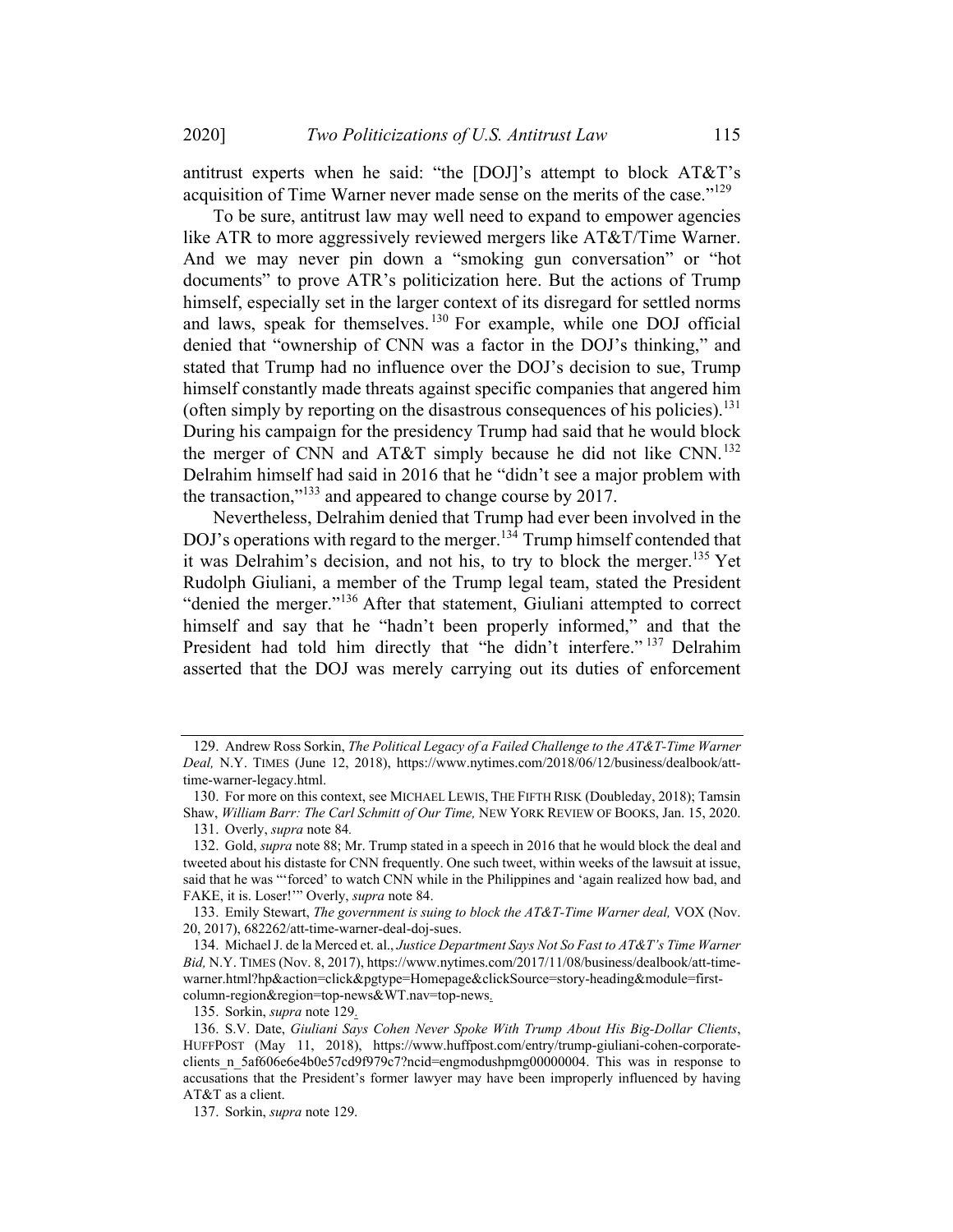antitrust experts when he said: "the [DOJ]'s attempt to block AT&T's acquisition of Time Warner never made sense on the merits of the case."[129]

To be sure, antitrust law may well need to expand to empower agencies like ATR to more aggressively reviewed mergers like AT&T/Time Warner. And we may never pin down a "smoking gun conversation" or "hot documents" to prove ATR's politicization here. But the actions of Trump himself, especially set in the larger context of its disregard for settled norms and laws, speak for themselves.[130] For example, while one DOJ official denied that "ownership of CNN was a factor in the DOJ's thinking," and stated that Trump had no influence over the DOJ's decision to sue, Trump himself constantly made threats against specific companies that angered him (often simply by reporting on the disastrous consequences of his policies).[131] During his campaign for the presidency Trump had said that he would block the merger of CNN and AT&T simply because he did not like CNN.[132] Delrahim himself had said in 2016 that he "didn't see a major problem with the transaction,"[133] and appeared to change course by 2017.

Nevertheless, Delrahim denied that Trump had ever been involved in the DOJ's operations with regard to the merger.[134] Trump himself contended that it was Delrahim's decision, and not his, to try to block the merger.[135] Yet Rudolph Giuliani, a member of the Trump legal team, stated the President "denied the merger."[136] After that statement, Giuliani attempted to correct himself and say that he "hadn't been properly informed," and that the President had told him directly that "he didn't interfere."[137] Delrahim asserted that the DOJ was merely carrying out its duties of enforcement

---

129. Andrew Ross Sorkin, *The Political Legacy of a Failed Challenge to the AT&T-Time Warner Deal,* N.Y. TIMES (June 12, 2018), https://www.nytimes.com/2018/06/12/business/dealbook/att-time-warner-legacy.html.

130. For more on this context, see MICHAEL LEWIS, THE FIFTH RISK (Doubleday, 2018); Tamsin Shaw, *William Barr: The Carl Schmitt of Our Time,* NEW YORK REVIEW OF BOOKS, Jan. 15, 2020.

131. Overly, *supra* note 84.

132. Gold, *supra* note 88; Mr. Trump stated in a speech in 2016 that he would block the deal and tweeted about his distaste for CNN frequently. One such tweet, within weeks of the lawsuit at issue, said that he was "'forced' to watch CNN while in the Philippines and 'again realized how bad, and FAKE, it is. Loser!'" Overly, *supra* note 84.

133. Emily Stewart, *The government is suing to block the AT&T-Time Warner deal,* VOX (Nov. 20, 2017), 682262/att-time-warner-deal-doj-sues.

134. Michael J. de la Merced et. al., *Justice Department Says Not So Fast to AT&T's Time Warner Bid,* N.Y. TIMES (Nov. 8, 2017), https://www.nytimes.com/2017/11/08/business/dealbook/att-time-warner.html?hp&action=click&pgtype=Homepage&clickSource=story-heading&module=first-column-region&region=top-news&WT.nav=top-news.

135. Sorkin, *supra* note 129.

136. S.V. Date, *Giuliani Says Cohen Never Spoke With Trump About His Big-Dollar Clients*, HUFFPOST (May 11, 2018), https://www.huffpost.com/entry/trump-giuliani-cohen-corporate-clients_n_5af606e6e4b0e57cd9f979c7?ncid=engmodushpmg00000004. This was in response to accusations that the President's former lawyer may have been improperly influenced by having AT&T as a client.

137. Sorkin, *supra* note 129.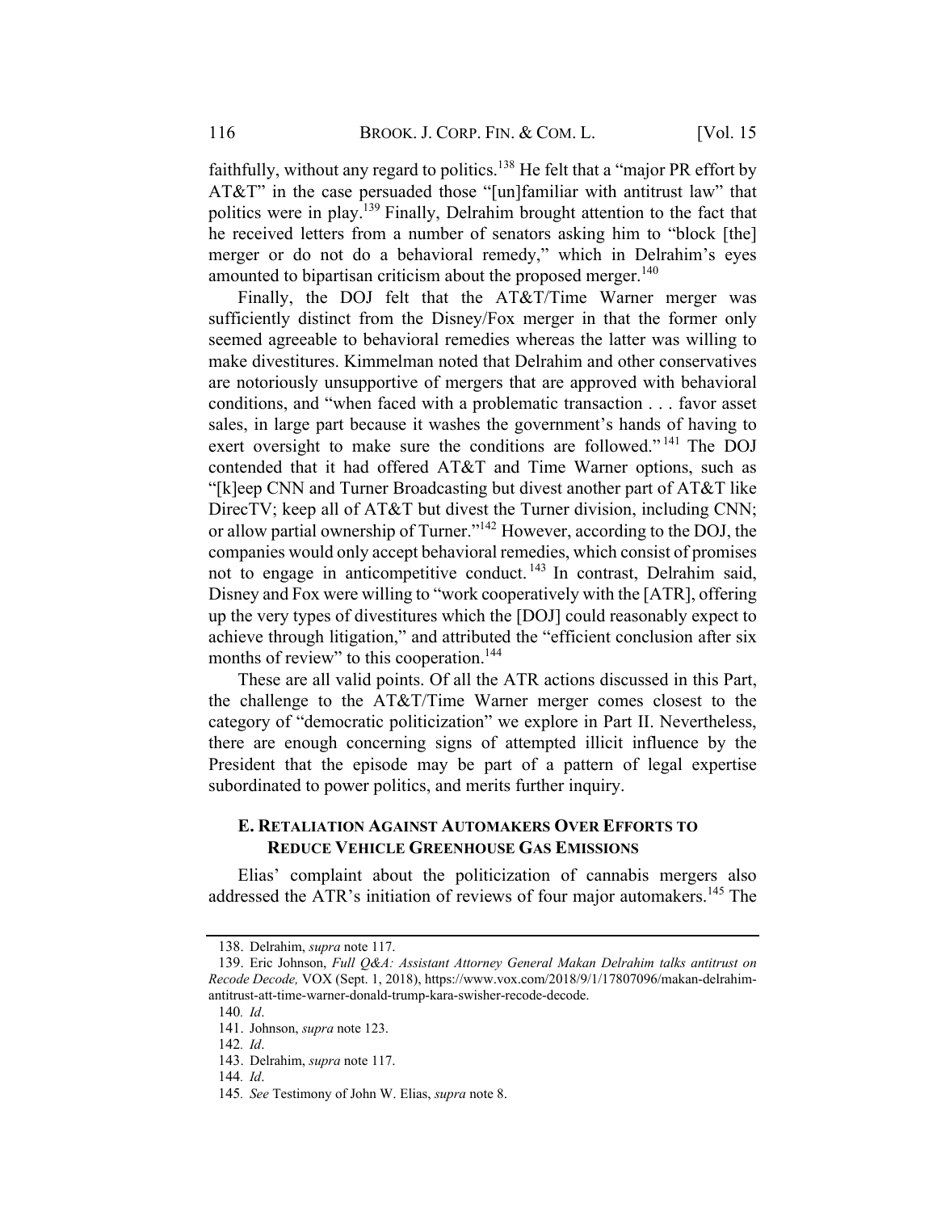faithfully, without any regard to politics.[138] He felt that a "major PR effort by AT&T" in the case persuaded those "[un]familiar with antitrust law" that politics were in play.[139] Finally, Delrahim brought attention to the fact that he received letters from a number of senators asking him to "block [the] merger or do not do a behavioral remedy," which in Delrahim's eyes amounted to bipartisan criticism about the proposed merger.[140]

Finally, the DOJ felt that the AT&T/Time Warner merger was sufficiently distinct from the Disney/Fox merger in that the former only seemed agreeable to behavioral remedies whereas the latter was willing to make divestitures. Kimmelman noted that Delrahim and other conservatives are notoriously unsupportive of mergers that are approved with behavioral conditions, and "when faced with a problematic transaction . . . favor asset sales, in large part because it washes the government's hands of having to exert oversight to make sure the conditions are followed."[141] The DOJ contended that it had offered AT&T and Time Warner options, such as "[k]eep CNN and Turner Broadcasting but divest another part of AT&T like DirecTV; keep all of AT&T but divest the Turner division, including CNN; or allow partial ownership of Turner."[142] However, according to the DOJ, the companies would only accept behavioral remedies, which consist of promises not to engage in anticompetitive conduct.[143] In contrast, Delrahim said, Disney and Fox were willing to "work cooperatively with the [ATR], offering up the very types of divestitures which the [DOJ] could reasonably expect to achieve through litigation," and attributed the "efficient conclusion after six months of review" to this cooperation.[144]

These are all valid points. Of all the ATR actions discussed in this Part, the challenge to the AT&T/Time Warner merger comes closest to the category of "democratic politicization" we explore in Part II. Nevertheless, there are enough concerning signs of attempted illicit influence by the President that the episode may be part of a pattern of legal expertise subordinated to power politics, and merits further inquiry.

### E. Retaliation Against Automakers Over Efforts to Reduce Vehicle Greenhouse Gas Emissions

Elias' complaint about the politicization of cannabis mergers also addressed the ATR's initiation of reviews of four major automakers.[145] The

---

138. Delrahim, *supra* note 117.

139. Eric Johnson, *Full Q&A: Assistant Attorney General Makan Delrahim talks antitrust on Recode Decode,* VOX (Sept. 1, 2018), https://www.vox.com/2018/9/1/17807096/makan-delrahim-antitrust-att-time-warner-donald-trump-kara-swisher-recode-decode.

140. *Id*.

141. Johnson, *supra* note 123.

142. *Id*.

143. Delrahim, *supra* note 117.

144. *Id*.

145. *See* Testimony of John W. Elias, *supra* note 8.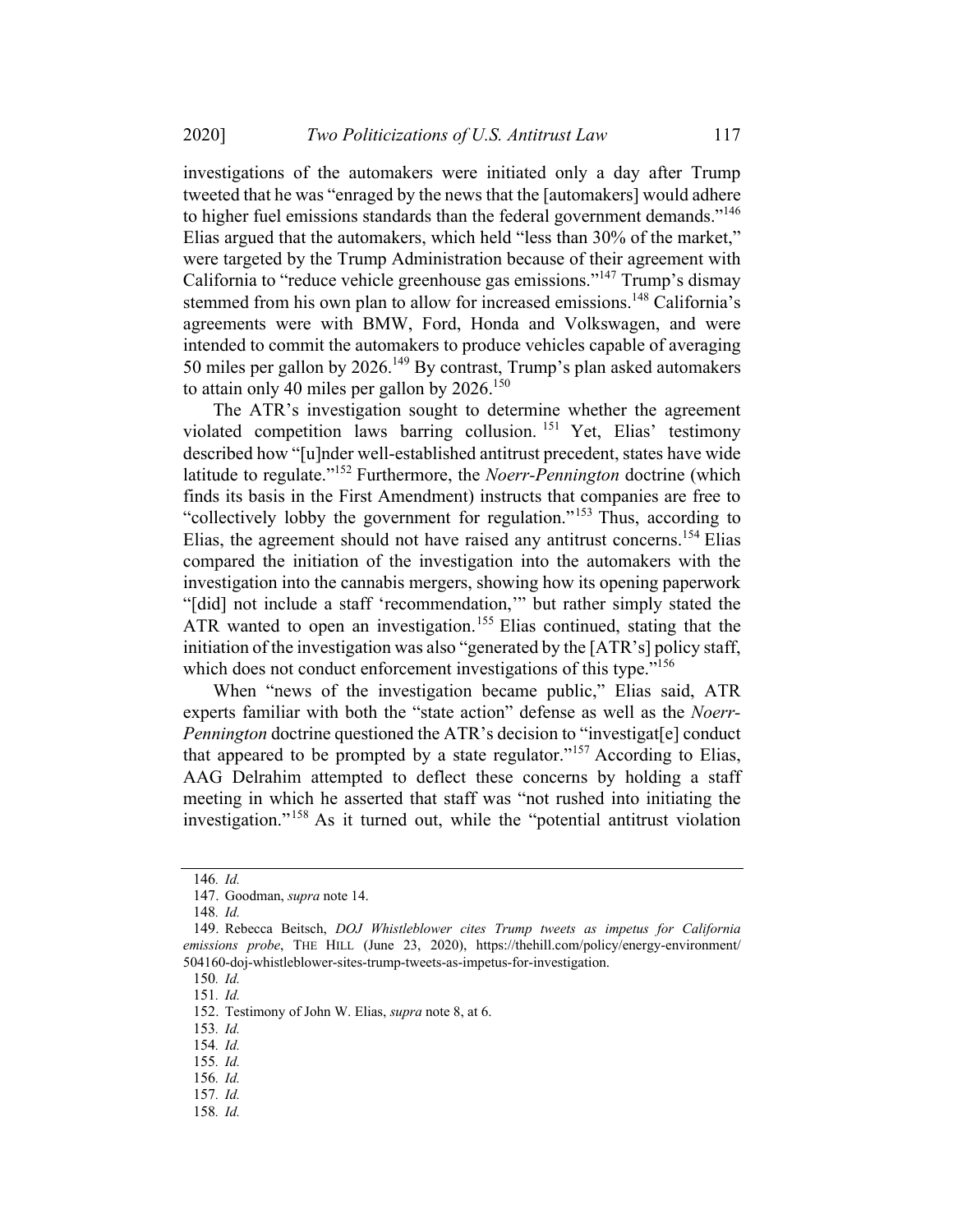investigations of the automakers were initiated only a day after Trump tweeted that he was "enraged by the news that the [automakers] would adhere to higher fuel emissions standards than the federal government demands."[146] Elias argued that the automakers, which held "less than 30% of the market," were targeted by the Trump Administration because of their agreement with California to "reduce vehicle greenhouse gas emissions."[147] Trump's dismay stemmed from his own plan to allow for increased emissions.[148] California's agreements were with BMW, Ford, Honda and Volkswagen, and were intended to commit the automakers to produce vehicles capable of averaging 50 miles per gallon by 2026.[149] By contrast, Trump's plan asked automakers to attain only 40 miles per gallon by 2026.[150]

The ATR's investigation sought to determine whether the agreement violated competition laws barring collusion.[151] Yet, Elias' testimony described how "[u]nder well-established antitrust precedent, states have wide latitude to regulate."[152] Furthermore, the *Noerr-Pennington* doctrine (which finds its basis in the First Amendment) instructs that companies are free to "collectively lobby the government for regulation."[153] Thus, according to Elias, the agreement should not have raised any antitrust concerns.[154] Elias compared the initiation of the investigation into the automakers with the investigation into the cannabis mergers, showing how its opening paperwork "[did] not include a staff 'recommendation,'" but rather simply stated the ATR wanted to open an investigation.[155] Elias continued, stating that the initiation of the investigation was also "generated by the [ATR's] policy staff, which does not conduct enforcement investigations of this type."[156]

When "news of the investigation became public," Elias said, ATR experts familiar with both the "state action" defense as well as the *Noerr-Pennington* doctrine questioned the ATR's decision to "investigat[e] conduct that appeared to be prompted by a state regulator."[157] According to Elias, AAG Delrahim attempted to deflect these concerns by holding a staff meeting in which he asserted that staff was "not rushed into initiating the investigation."[158] As it turned out, while the "potential antitrust violation

---

146. *Id.*
147. Goodman, *supra* note 14.
148. *Id.*
149. Rebecca Beitsch, *DOJ Whistleblower cites Trump tweets as impetus for California emissions probe*, THE HILL (June 23, 2020), https://thehill.com/policy/energy-environment/504160-doj-whistleblower-sites-trump-tweets-as-impetus-for-investigation.
150. *Id.*
151. *Id.*
152. Testimony of John W. Elias, *supra* note 8, at 6.
153. *Id.*
154. *Id.*
155. *Id.*
156. *Id.*
157. *Id.*
158. *Id.*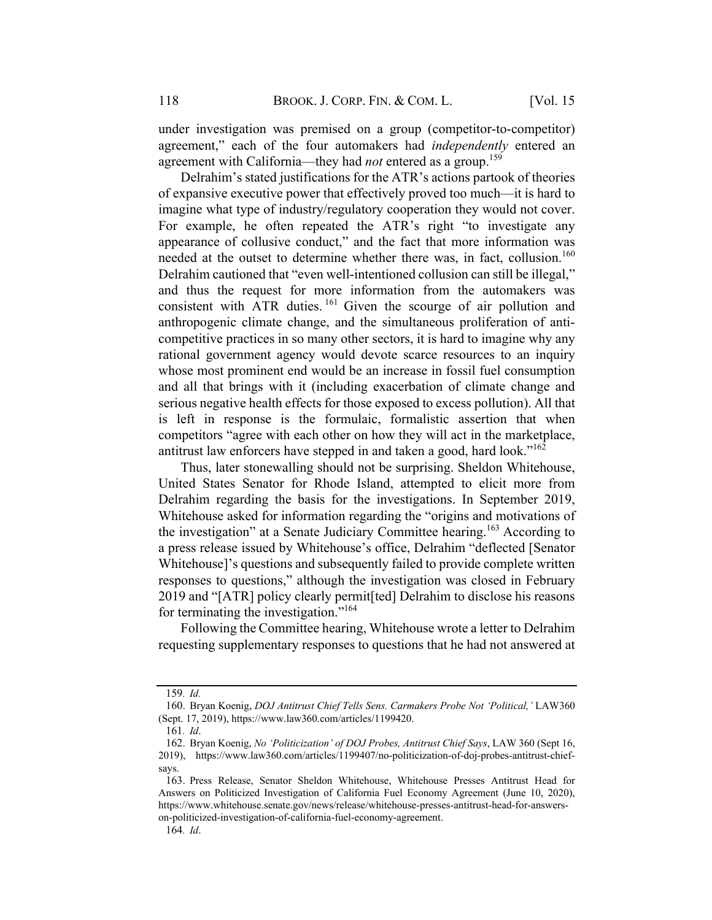under investigation was premised on a group (competitor-to-competitor) agreement," each of the four automakers had *independently* entered an agreement with California—they had *not* entered as a group.[159]

Delrahim's stated justifications for the ATR's actions partook of theories of expansive executive power that effectively proved too much—it is hard to imagine what type of industry/regulatory cooperation they would not cover. For example, he often repeated the ATR's right "to investigate any appearance of collusive conduct," and the fact that more information was needed at the outset to determine whether there was, in fact, collusion.[160] Delrahim cautioned that "even well-intentioned collusion can still be illegal," and thus the request for more information from the automakers was consistent with ATR duties.[161] Given the scourge of air pollution and anthropogenic climate change, and the simultaneous proliferation of anti-competitive practices in so many other sectors, it is hard to imagine why any rational government agency would devote scarce resources to an inquiry whose most prominent end would be an increase in fossil fuel consumption and all that brings with it (including exacerbation of climate change and serious negative health effects for those exposed to excess pollution). All that is left in response is the formulaic, formalistic assertion that when competitors "agree with each other on how they will act in the marketplace, antitrust law enforcers have stepped in and taken a good, hard look."[162]

Thus, later stonewalling should not be surprising. Sheldon Whitehouse, United States Senator for Rhode Island, attempted to elicit more from Delrahim regarding the basis for the investigations. In September 2019, Whitehouse asked for information regarding the "origins and motivations of the investigation" at a Senate Judiciary Committee hearing.[163] According to a press release issued by Whitehouse's office, Delrahim "deflected [Senator Whitehouse]'s questions and subsequently failed to provide complete written responses to questions," although the investigation was closed in February 2019 and "[ATR] policy clearly permit[ted] Delrahim to disclose his reasons for terminating the investigation."[164]

Following the Committee hearing, Whitehouse wrote a letter to Delrahim requesting supplementary responses to questions that he had not answered at

---

159. *Id.*

160. Bryan Koenig, *DOJ Antitrust Chief Tells Sens. Carmakers Probe Not 'Political,'* LAW360 (Sept. 17, 2019), https://www.law360.com/articles/1199420.

161. *Id*.

162. Bryan Koenig, *No 'Politicization' of DOJ Probes, Antitrust Chief Says*, LAW 360 (Sept 16, 2019), https://www.law360.com/articles/1199407/no-politicization-of-doj-probes-antitrust-chief-says.

163. Press Release, Senator Sheldon Whitehouse, Whitehouse Presses Antitrust Head for Answers on Politicized Investigation of California Fuel Economy Agreement (June 10, 2020), https://www.whitehouse.senate.gov/news/release/whitehouse-presses-antitrust-head-for-answers-on-politicized-investigation-of-california-fuel-economy-agreement.

164. *Id*.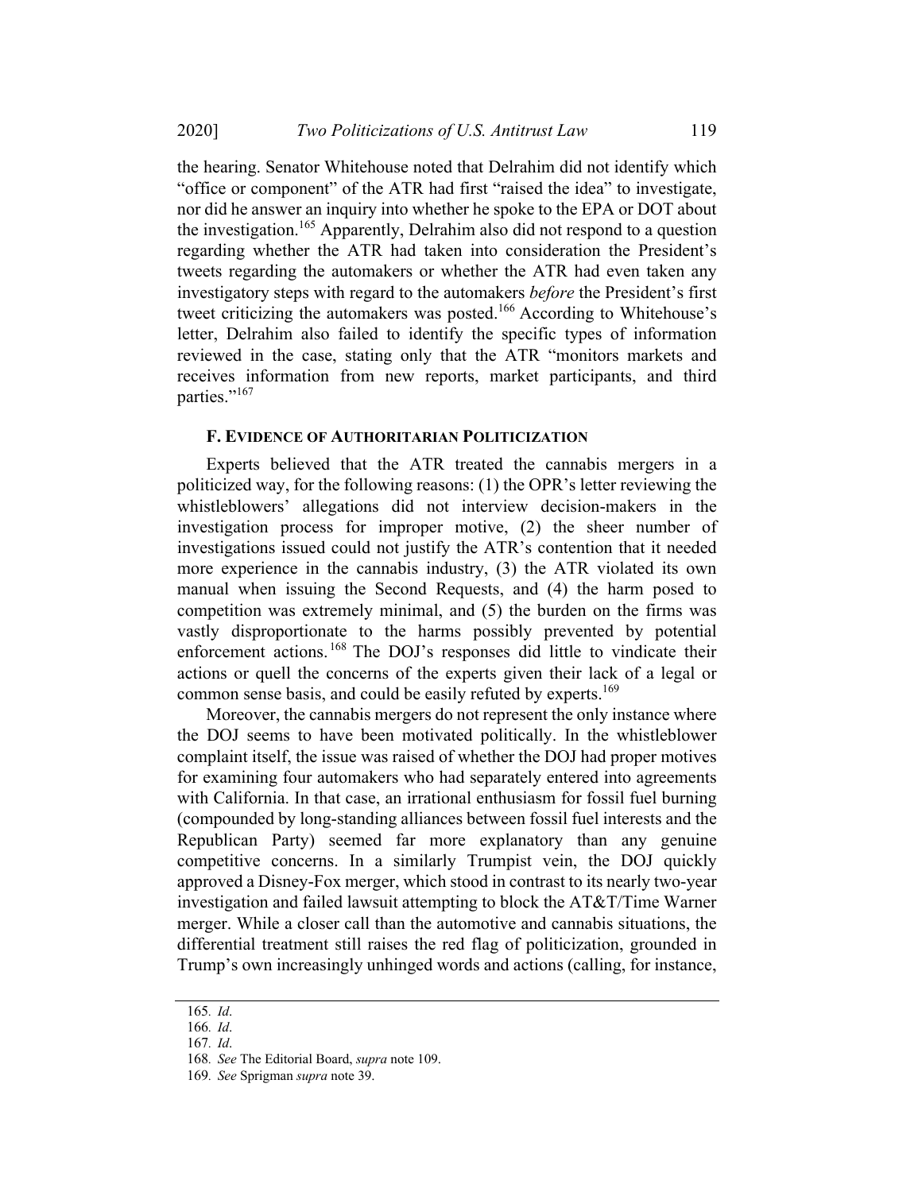the hearing. Senator Whitehouse noted that Delrahim did not identify which "office or component" of the ATR had first "raised the idea" to investigate, nor did he answer an inquiry into whether he spoke to the EPA or DOT about the investigation.[165] Apparently, Delrahim also did not respond to a question regarding whether the ATR had taken into consideration the President's tweets regarding the automakers or whether the ATR had even taken any investigatory steps with regard to the automakers *before* the President's first tweet criticizing the automakers was posted.[166] According to Whitehouse's letter, Delrahim also failed to identify the specific types of information reviewed in the case, stating only that the ATR "monitors markets and receives information from new reports, market participants, and third parties."[167]

### F. EVIDENCE OF AUTHORITARIAN POLITICIZATION

Experts believed that the ATR treated the cannabis mergers in a politicized way, for the following reasons: (1) the OPR's letter reviewing the whistleblowers' allegations did not interview decision-makers in the investigation process for improper motive, (2) the sheer number of investigations issued could not justify the ATR's contention that it needed more experience in the cannabis industry, (3) the ATR violated its own manual when issuing the Second Requests, and (4) the harm posed to competition was extremely minimal, and (5) the burden on the firms was vastly disproportionate to the harms possibly prevented by potential enforcement actions.[168] The DOJ's responses did little to vindicate their actions or quell the concerns of the experts given their lack of a legal or common sense basis, and could be easily refuted by experts.[169]

Moreover, the cannabis mergers do not represent the only instance where the DOJ seems to have been motivated politically. In the whistleblower complaint itself, the issue was raised of whether the DOJ had proper motives for examining four automakers who had separately entered into agreements with California. In that case, an irrational enthusiasm for fossil fuel burning (compounded by long-standing alliances between fossil fuel interests and the Republican Party) seemed far more explanatory than any genuine competitive concerns. In a similarly Trumpist vein, the DOJ quickly approved a Disney-Fox merger, which stood in contrast to its nearly two-year investigation and failed lawsuit attempting to block the AT&T/Time Warner merger. While a closer call than the automotive and cannabis situations, the differential treatment still raises the red flag of politicization, grounded in Trump's own increasingly unhinged words and actions (calling, for instance,

---

165. *Id*.

166. *Id*.

167. *Id*.

168. *See* The Editorial Board, *supra* note 109.

169. *See* Sprigman *supra* note 39.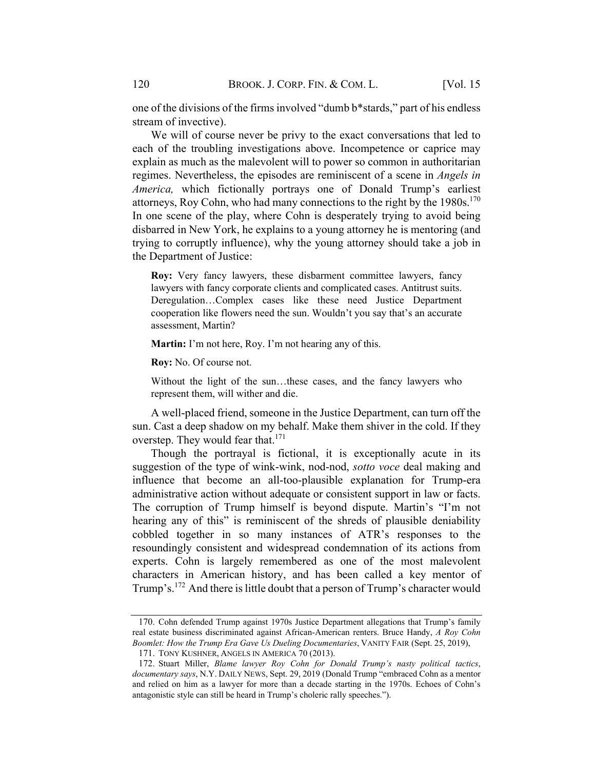one of the divisions of the firms involved "dumb b*stards," part of his endless stream of invective).

We will of course never be privy to the exact conversations that led to each of the troubling investigations above. Incompetence or caprice may explain as much as the malevolent will to power so common in authoritarian regimes. Nevertheless, the episodes are reminiscent of a scene in *Angels in America,* which fictionally portrays one of Donald Trump's earliest attorneys, Roy Cohn, who had many connections to the right by the 1980s.[170] In one scene of the play, where Cohn is desperately trying to avoid being disbarred in New York, he explains to a young attorney he is mentoring (and trying to corruptly influence), why the young attorney should take a job in the Department of Justice:

> **Roy:** Very fancy lawyers, these disbarment committee lawyers, fancy lawyers with fancy corporate clients and complicated cases. Antitrust suits. Deregulation…Complex cases like these need Justice Department cooperation like flowers need the sun. Wouldn't you say that's an accurate assessment, Martin?
>
> **Martin:** I'm not here, Roy. I'm not hearing any of this.
>
> **Roy:** No. Of course not.
>
> Without the light of the sun…these cases, and the fancy lawyers who represent them, will wither and die.

A well-placed friend, someone in the Justice Department, can turn off the sun. Cast a deep shadow on my behalf. Make them shiver in the cold. If they overstep. They would fear that.[171]

Though the portrayal is fictional, it is exceptionally acute in its suggestion of the type of wink-wink, nod-nod, *sotto voce* deal making and influence that become an all-too-plausible explanation for Trump-era administrative action without adequate or consistent support in law or facts. The corruption of Trump himself is beyond dispute. Martin's "I'm not hearing any of this" is reminiscent of the shreds of plausible deniability cobbled together in so many instances of ATR's responses to the resoundingly consistent and widespread condemnation of its actions from experts. Cohn is largely remembered as one of the most malevolent characters in American history, and has been called a key mentor of Trump's.[172] And there is little doubt that a person of Trump's character would

---

170. Cohn defended Trump against 1970s Justice Department allegations that Trump's family real estate business discriminated against African-American renters. Bruce Handy, *A Roy Cohn Boomlet: How the Trump Era Gave Us Dueling Documentaries*, VANITY FAIR (Sept. 25, 2019),

171. TONY KUSHNER, ANGELS IN AMERICA 70 (2013).

172. Stuart Miller, *Blame lawyer Roy Cohn for Donald Trump's nasty political tactics, documentary says*, N.Y. DAILY NEWS, Sept. 29, 2019 (Donald Trump "embraced Cohn as a mentor and relied on him as a lawyer for more than a decade starting in the 1970s. Echoes of Cohn's antagonistic style can still be heard in Trump's choleric rally speeches.").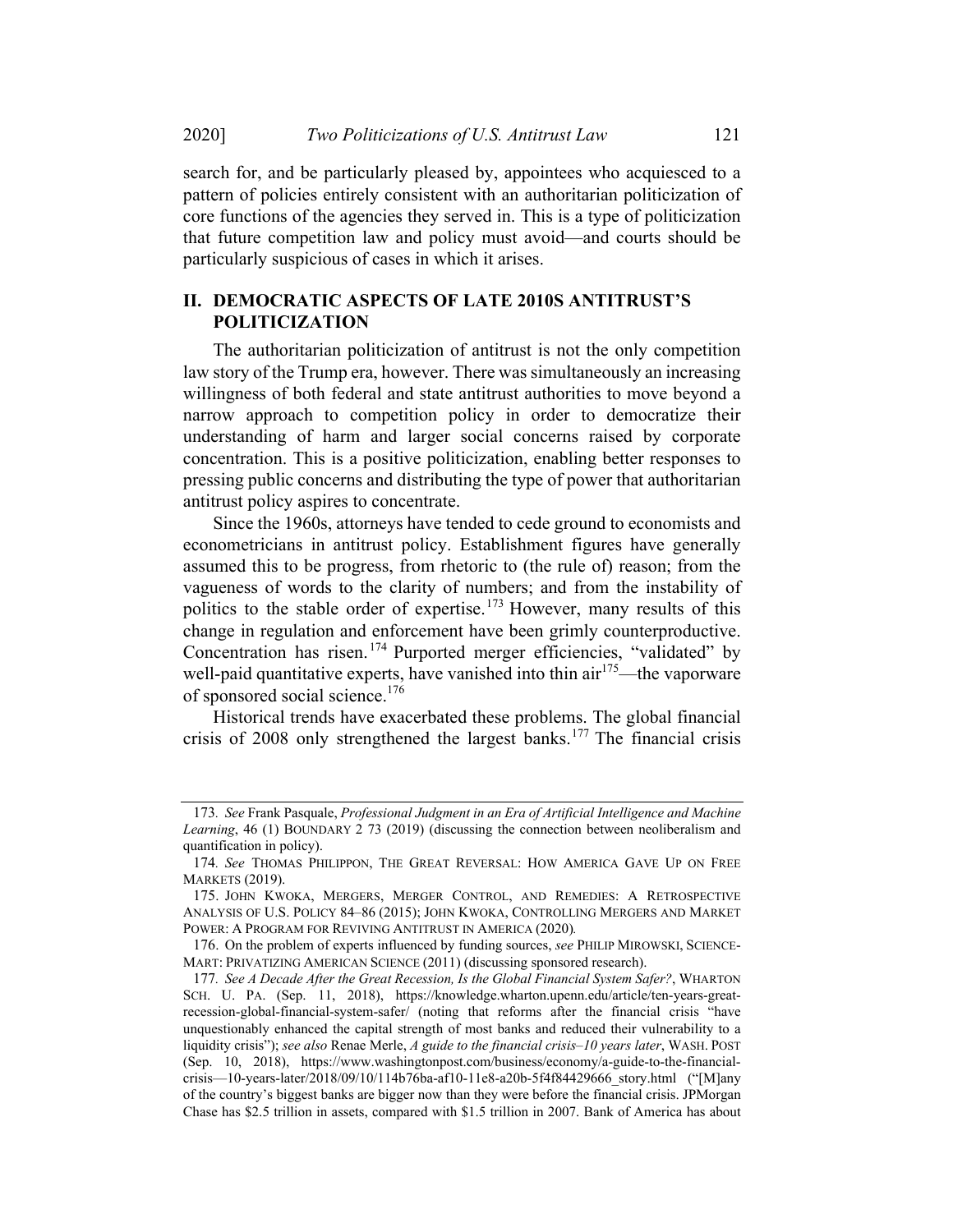search for, and be particularly pleased by, appointees who acquiesced to a pattern of policies entirely consistent with an authoritarian politicization of core functions of the agencies they served in. This is a type of politicization that future competition law and policy must avoid—and courts should be particularly suspicious of cases in which it arises.

## II. DEMOCRATIC ASPECTS OF LATE 2010S ANTITRUST'S POLITICIZATION

The authoritarian politicization of antitrust is not the only competition law story of the Trump era, however. There was simultaneously an increasing willingness of both federal and state antitrust authorities to move beyond a narrow approach to competition policy in order to democratize their understanding of harm and larger social concerns raised by corporate concentration. This is a positive politicization, enabling better responses to pressing public concerns and distributing the type of power that authoritarian antitrust policy aspires to concentrate.

Since the 1960s, attorneys have tended to cede ground to economists and econometricians in antitrust policy. Establishment figures have generally assumed this to be progress, from rhetoric to (the rule of) reason; from the vagueness of words to the clarity of numbers; and from the instability of politics to the stable order of expertise.[173] However, many results of this change in regulation and enforcement have been grimly counterproductive. Concentration has risen.[174] Purported merger efficiencies, "validated" by well-paid quantitative experts, have vanished into thin air[175]—the vaporware of sponsored social science.[176]

Historical trends have exacerbated these problems. The global financial crisis of 2008 only strengthened the largest banks.[177] The financial crisis

---

173. *See* Frank Pasquale, *Professional Judgment in an Era of Artificial Intelligence and Machine Learning*, 46 (1) BOUNDARY 2 73 (2019) (discussing the connection between neoliberalism and quantification in policy).

174. *See* THOMAS PHILIPPON, THE GREAT REVERSAL: HOW AMERICA GAVE UP ON FREE MARKETS (2019).

175. JOHN KWOKA, MERGERS, MERGER CONTROL, AND REMEDIES: A RETROSPECTIVE ANALYSIS OF U.S. POLICY 84–86 (2015); JOHN KWOKA, CONTROLLING MERGERS AND MARKET POWER: A PROGRAM FOR REVIVING ANTITRUST IN AMERICA (2020).

176. On the problem of experts influenced by funding sources, *see* PHILIP MIROWSKI, SCIENCE-MART: PRIVATIZING AMERICAN SCIENCE (2011) (discussing sponsored research).

177. *See A Decade After the Great Recession, Is the Global Financial System Safer?*, WHARTON SCH. U. PA. (Sep. 11, 2018), https://knowledge.wharton.upenn.edu/article/ten-years-great-recession-global-financial-system-safer/ (noting that reforms after the financial crisis "have unquestionably enhanced the capital strength of most banks and reduced their vulnerability to a liquidity crisis"); *see also* Renae Merle, *A guide to the financial crisis–10 years later*, WASH. POST (Sep. 10, 2018), https://www.washingtonpost.com/business/economy/a-guide-to-the-financial-crisis—10-years-later/2018/09/10/114b76ba-af10-11e8-a20b-5f4f84429666_story.html ("[M]any of the country's biggest banks are bigger now than they were before the financial crisis. JPMorgan Chase has $2.5 trillion in assets, compared with $1.5 trillion in 2007. Bank of America has about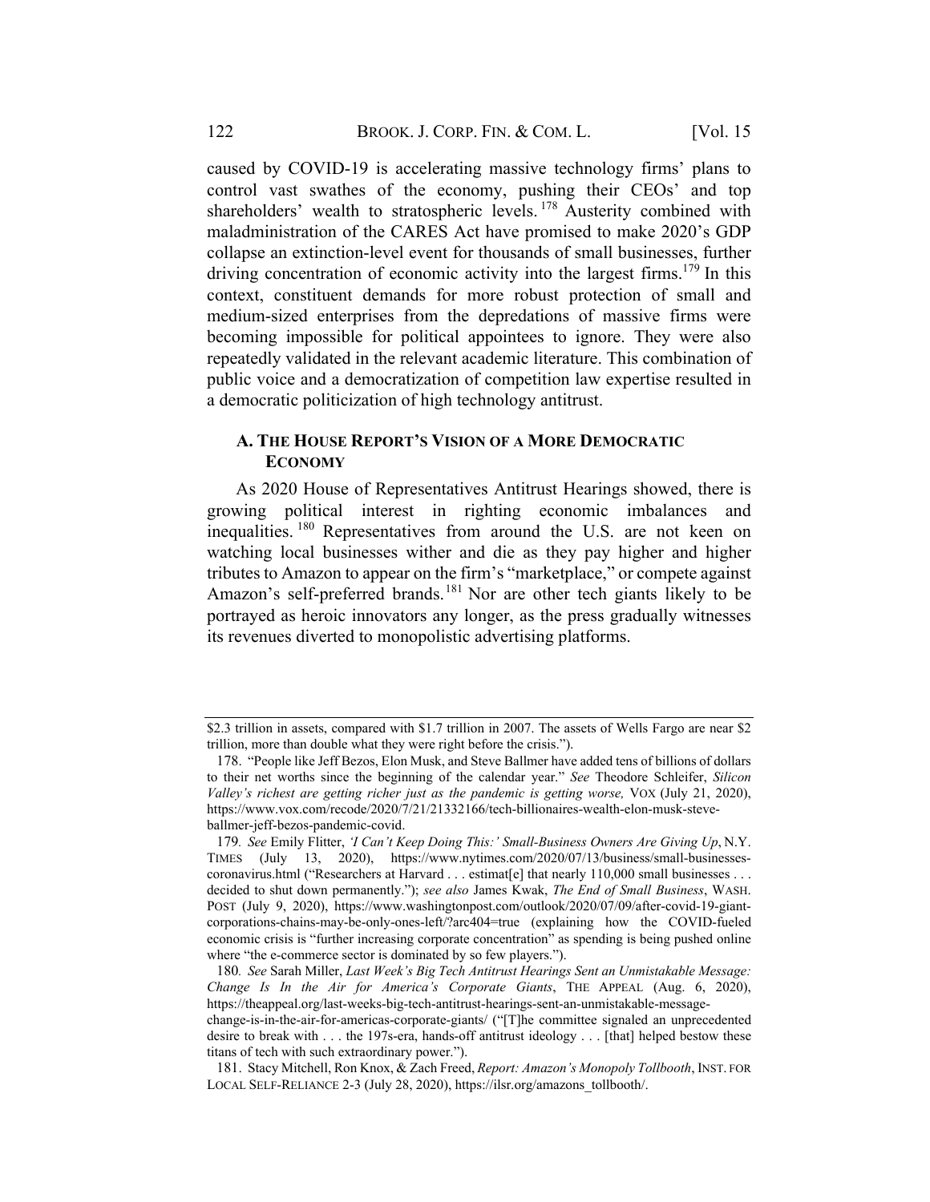caused by COVID-19 is accelerating massive technology firms' plans to control vast swathes of the economy, pushing their CEOs' and top shareholders' wealth to stratospheric levels.[178] Austerity combined with maladministration of the CARES Act have promised to make 2020's GDP collapse an extinction-level event for thousands of small businesses, further driving concentration of economic activity into the largest firms.[179] In this context, constituent demands for more robust protection of small and medium-sized enterprises from the depredations of massive firms were becoming impossible for political appointees to ignore. They were also repeatedly validated in the relevant academic literature. This combination of public voice and a democratization of competition law expertise resulted in a democratic politicization of high technology antitrust.

### A. The House Report's Vision of a More Democratic Economy

As 2020 House of Representatives Antitrust Hearings showed, there is growing political interest in righting economic imbalances and inequalities.[180] Representatives from around the U.S. are not keen on watching local businesses wither and die as they pay higher and higher tributes to Amazon to appear on the firm's "marketplace," or compete against Amazon's self-preferred brands.[181] Nor are other tech giants likely to be portrayed as heroic innovators any longer, as the press gradually witnesses its revenues diverted to monopolistic advertising platforms.

---

$2.3 trillion in assets, compared with $1.7 trillion in 2007. The assets of Wells Fargo are near $2 trillion, more than double what they were right before the crisis.").

178. "People like Jeff Bezos, Elon Musk, and Steve Ballmer have added tens of billions of dollars to their net worths since the beginning of the calendar year." *See* Theodore Schleifer, *Silicon Valley's richest are getting richer just as the pandemic is getting worse,* VOX (July 21, 2020), https://www.vox.com/recode/2020/7/21/21332166/tech-billionaires-wealth-elon-musk-steve-ballmer-jeff-bezos-pandemic-covid.

179. *See* Emily Flitter, *'I Can't Keep Doing This:' Small-Business Owners Are Giving Up*, N.Y. TIMES (July 13, 2020), https://www.nytimes.com/2020/07/13/business/small-businesses-coronavirus.html ("Researchers at Harvard . . . estimat[e] that nearly 110,000 small businesses . . . decided to shut down permanently."); *see also* James Kwak, *The End of Small Business*, WASH. POST (July 9, 2020), https://www.washingtonpost.com/outlook/2020/07/09/after-covid-19-giant-corporations-chains-may-be-only-ones-left/?arc404=true (explaining how the COVID-fueled economic crisis is "further increasing corporate concentration" as spending is being pushed online where "the e-commerce sector is dominated by so few players.").

180. *See* Sarah Miller, *Last Week's Big Tech Antitrust Hearings Sent an Unmistakable Message: Change Is In the Air for America's Corporate Giants*, THE APPEAL (Aug. 6, 2020), https://theappeal.org/last-weeks-big-tech-antitrust-hearings-sent-an-unmistakable-message-change-is-in-the-air-for-americas-corporate-giants/ ("[T]he committee signaled an unprecedented desire to break with . . . the 197s-era, hands-off antitrust ideology . . . [that] helped bestow these titans of tech with such extraordinary power.").

181. Stacy Mitchell, Ron Knox, & Zach Freed, *Report: Amazon's Monopoly Tollbooth*, INST. FOR LOCAL SELF-RELIANCE 2-3 (July 28, 2020), https://ilsr.org/amazons_tollbooth/.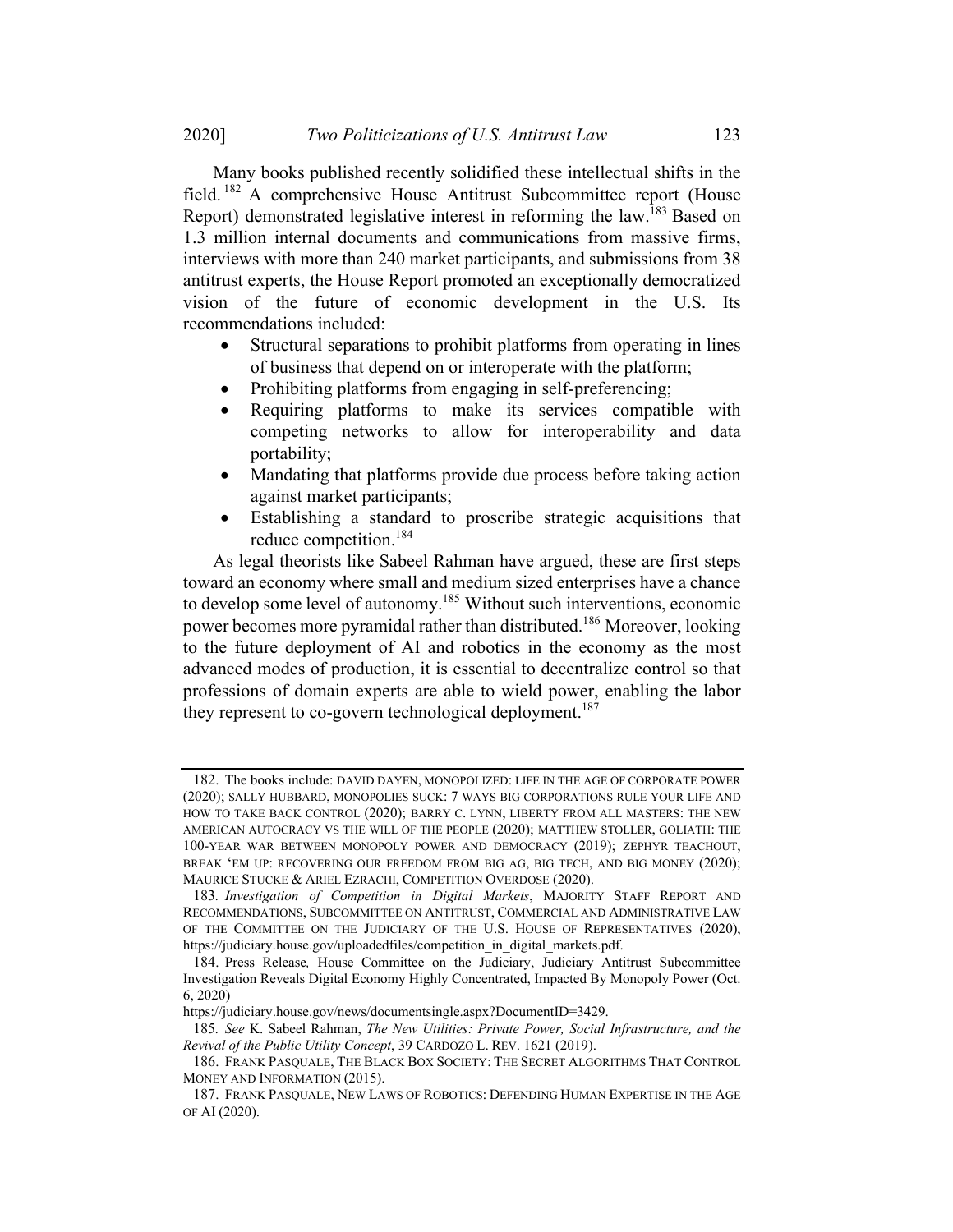Many books published recently solidified these intellectual shifts in the field.[182] A comprehensive House Antitrust Subcommittee report (House Report) demonstrated legislative interest in reforming the law.[183] Based on 1.3 million internal documents and communications from massive firms, interviews with more than 240 market participants, and submissions from 38 antitrust experts, the House Report promoted an exceptionally democratized vision of the future of economic development in the U.S. Its recommendations included:

- Structural separations to prohibit platforms from operating in lines of business that depend on or interoperate with the platform;
- Prohibiting platforms from engaging in self-preferencing;
- Requiring platforms to make its services compatible with competing networks to allow for interoperability and data portability;
- Mandating that platforms provide due process before taking action against market participants;
- Establishing a standard to proscribe strategic acquisitions that reduce competition.[184]

As legal theorists like Sabeel Rahman have argued, these are first steps toward an economy where small and medium sized enterprises have a chance to develop some level of autonomy.[185] Without such interventions, economic power becomes more pyramidal rather than distributed.[186] Moreover, looking to the future deployment of AI and robotics in the economy as the most advanced modes of production, it is essential to decentralize control so that professions of domain experts are able to wield power, enabling the labor they represent to co-govern technological deployment.[187]

---

182. The books include: DAVID DAYEN, MONOPOLIZED: LIFE IN THE AGE OF CORPORATE POWER (2020); SALLY HUBBARD, MONOPOLIES SUCK: 7 WAYS BIG CORPORATIONS RULE YOUR LIFE AND HOW TO TAKE BACK CONTROL (2020); BARRY C. LYNN, LIBERTY FROM ALL MASTERS: THE NEW AMERICAN AUTOCRACY VS THE WILL OF THE PEOPLE (2020); MATTHEW STOLLER, GOLIATH: THE 100-YEAR WAR BETWEEN MONOPOLY POWER AND DEMOCRACY (2019); ZEPHYR TEACHOUT, BREAK 'EM UP: RECOVERING OUR FREEDOM FROM BIG AG, BIG TECH, AND BIG MONEY (2020); MAURICE STUCKE & ARIEL EZRACHI, COMPETITION OVERDOSE (2020).

183. *Investigation of Competition in Digital Markets*, MAJORITY STAFF REPORT AND RECOMMENDATIONS, SUBCOMMITTEE ON ANTITRUST, COMMERCIAL AND ADMINISTRATIVE LAW OF THE COMMITTEE ON THE JUDICIARY OF THE U.S. HOUSE OF REPRESENTATIVES (2020), https://judiciary.house.gov/uploadedfiles/competition_in_digital_markets.pdf.

184. Press Release*,* House Committee on the Judiciary, Judiciary Antitrust Subcommittee Investigation Reveals Digital Economy Highly Concentrated, Impacted By Monopoly Power (Oct. 6, 2020) https://judiciary.house.gov/news/documentsingle.aspx?DocumentID=3429.

185. *See* K. Sabeel Rahman, *The New Utilities: Private Power, Social Infrastructure, and the Revival of the Public Utility Concept*, 39 CARDOZO L. REV. 1621 (2019).

186. FRANK PASQUALE, THE BLACK BOX SOCIETY: THE SECRET ALGORITHMS THAT CONTROL MONEY AND INFORMATION (2015).

187. FRANK PASQUALE, NEW LAWS OF ROBOTICS: DEFENDING HUMAN EXPERTISE IN THE AGE OF AI (2020).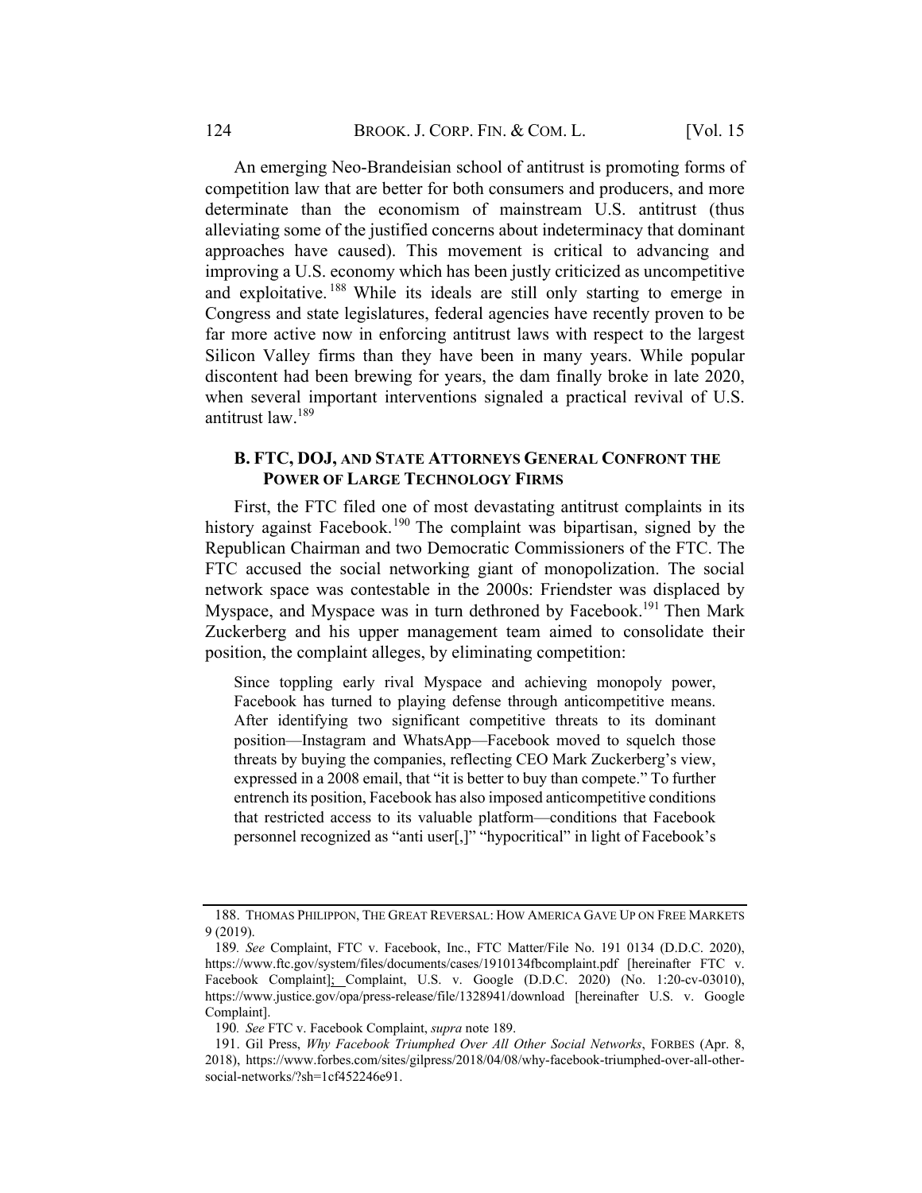An emerging Neo-Brandeisian school of antitrust is promoting forms of competition law that are better for both consumers and producers, and more determinate than the economism of mainstream U.S. antitrust (thus alleviating some of the justified concerns about indeterminacy that dominant approaches have caused). This movement is critical to advancing and improving a U.S. economy which has been justly criticized as uncompetitive and exploitative.[188] While its ideals are still only starting to emerge in Congress and state legislatures, federal agencies have recently proven to be far more active now in enforcing antitrust laws with respect to the largest Silicon Valley firms than they have been in many years. While popular discontent had been brewing for years, the dam finally broke in late 2020, when several important interventions signaled a practical revival of U.S. antitrust law.[189]

### B. FTC, DOJ, AND STATE ATTORNEYS GENERAL CONFRONT THE POWER OF LARGE TECHNOLOGY FIRMS

First, the FTC filed one of most devastating antitrust complaints in its history against Facebook.[190] The complaint was bipartisan, signed by the Republican Chairman and two Democratic Commissioners of the FTC. The FTC accused the social networking giant of monopolization. The social network space was contestable in the 2000s: Friendster was displaced by Myspace, and Myspace was in turn dethroned by Facebook.[191] Then Mark Zuckerberg and his upper management team aimed to consolidate their position, the complaint alleges, by eliminating competition:

> Since toppling early rival Myspace and achieving monopoly power, Facebook has turned to playing defense through anticompetitive means. After identifying two significant competitive threats to its dominant position—Instagram and WhatsApp—Facebook moved to squelch those threats by buying the companies, reflecting CEO Mark Zuckerberg's view, expressed in a 2008 email, that "it is better to buy than compete." To further entrench its position, Facebook has also imposed anticompetitive conditions that restricted access to its valuable platform—conditions that Facebook personnel recognized as "anti user[,]" "hypocritical" in light of Facebook's

---

188. THOMAS PHILIPPON, THE GREAT REVERSAL: HOW AMERICA GAVE UP ON FREE MARKETS 9 (2019).

189. *See* Complaint, FTC v. Facebook, Inc., FTC Matter/File No. 191 0134 (D.D.C. 2020), https://www.ftc.gov/system/files/documents/cases/1910134fbcomplaint.pdf [hereinafter FTC v. Facebook Complaint]; Complaint, U.S. v. Google (D.D.C. 2020) (No. 1:20-cv-03010), https://www.justice.gov/opa/press-release/file/1328941/download [hereinafter U.S. v. Google Complaint].

190. *See* FTC v. Facebook Complaint, *supra* note 189.

191. Gil Press, *Why Facebook Triumphed Over All Other Social Networks*, FORBES (Apr. 8, 2018), https://www.forbes.com/sites/gilpress/2018/04/08/why-facebook-triumphed-over-all-other-social-networks/?sh=1cf452246e91.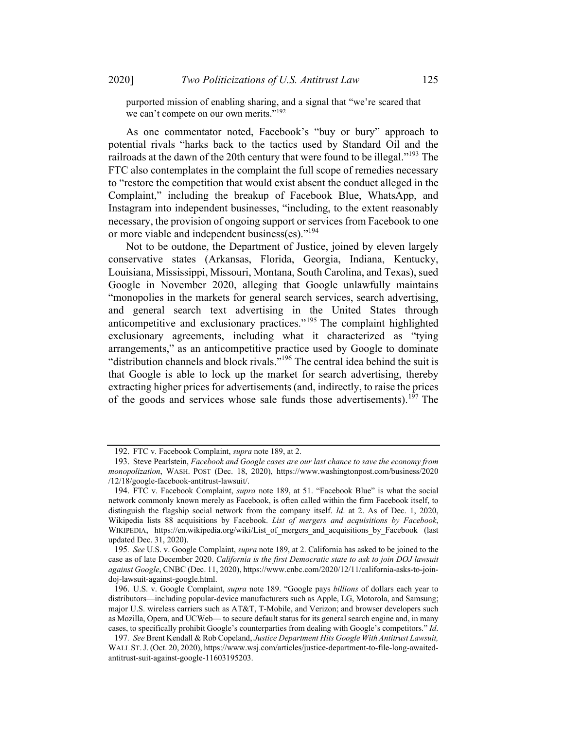purported mission of enabling sharing, and a signal that "we're scared that we can't compete on our own merits."[192]

As one commentator noted, Facebook's "buy or bury" approach to potential rivals "harks back to the tactics used by Standard Oil and the railroads at the dawn of the 20th century that were found to be illegal."[193] The FTC also contemplates in the complaint the full scope of remedies necessary to "restore the competition that would exist absent the conduct alleged in the Complaint," including the breakup of Facebook Blue, WhatsApp, and Instagram into independent businesses, "including, to the extent reasonably necessary, the provision of ongoing support or services from Facebook to one or more viable and independent business(es)."[194]

Not to be outdone, the Department of Justice, joined by eleven largely conservative states (Arkansas, Florida, Georgia, Indiana, Kentucky, Louisiana, Mississippi, Missouri, Montana, South Carolina, and Texas), sued Google in November 2020, alleging that Google unlawfully maintains "monopolies in the markets for general search services, search advertising, and general search text advertising in the United States through anticompetitive and exclusionary practices."[195] The complaint highlighted exclusionary agreements, including what it characterized as "tying arrangements," as an anticompetitive practice used by Google to dominate "distribution channels and block rivals."[196] The central idea behind the suit is that Google is able to lock up the market for search advertising, thereby extracting higher prices for advertisements (and, indirectly, to raise the prices of the goods and services whose sale funds those advertisements).[197] The

---

192. FTC v. Facebook Complaint, *supra* note 189, at 2.

193. Steve Pearlstein, *Facebook and Google cases are our last chance to save the economy from monopolization*, WASH. POST (Dec. 18, 2020), https://www.washingtonpost.com/business/2020/12/18/google-facebook-antitrust-lawsuit/.

194. FTC v. Facebook Complaint, *supra* note 189, at 51. "Facebook Blue" is what the social network commonly known merely as Facebook, is often called within the firm Facebook itself, to distinguish the flagship social network from the company itself. *Id*. at 2. As of Dec. 1, 2020, Wikipedia lists 88 acquisitions by Facebook. *List of mergers and acquisitions by Facebook*, WIKIPEDIA, https://en.wikipedia.org/wiki/List_of_mergers_and_acquisitions_by_Facebook (last updated Dec. 31, 2020).

195. *See* U.S. v. Google Complaint, *supra* note 189, at 2. California has asked to be joined to the case as of late December 2020. *California is the first Democratic state to ask to join DOJ lawsuit against Google*, CNBC (Dec. 11, 2020), https://www.cnbc.com/2020/12/11/california-asks-to-join-doj-lawsuit-against-google.html.

196. U.S. v. Google Complaint, *supra* note 189. "Google pays *billions* of dollars each year to distributors—including popular-device manufacturers such as Apple, LG, Motorola, and Samsung; major U.S. wireless carriers such as AT&T, T-Mobile, and Verizon; and browser developers such as Mozilla, Opera, and UCWeb— to secure default status for its general search engine and, in many cases, to specifically prohibit Google's counterparties from dealing with Google's competitors." *Id*.

197. *See* Brent Kendall & Rob Copeland, *Justice Department Hits Google With Antitrust Lawsuit,* WALL ST. J. (Oct. 20, 2020), https://www.wsj.com/articles/justice-department-to-file-long-awaited-antitrust-suit-against-google-11603195203.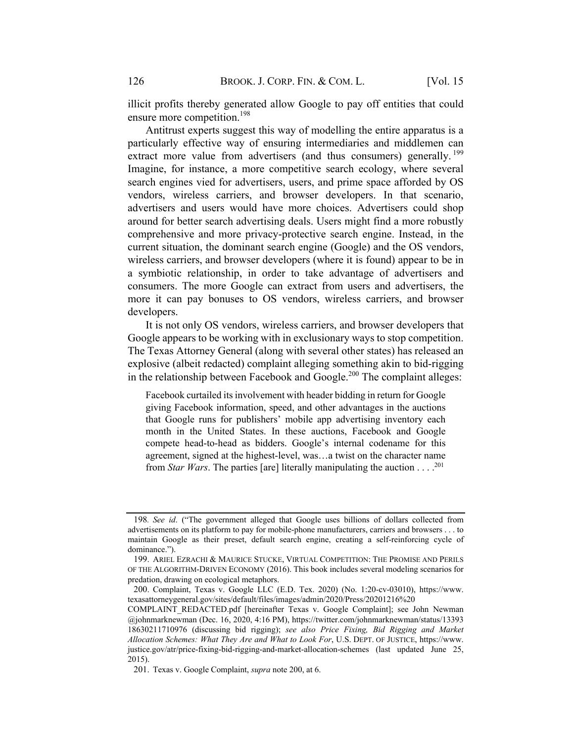illicit profits thereby generated allow Google to pay off entities that could ensure more competition.[198]

Antitrust experts suggest this way of modelling the entire apparatus is a particularly effective way of ensuring intermediaries and middlemen can extract more value from advertisers (and thus consumers) generally.[199] Imagine, for instance, a more competitive search ecology, where several search engines vied for advertisers, users, and prime space afforded by OS vendors, wireless carriers, and browser developers. In that scenario, advertisers and users would have more choices. Advertisers could shop around for better search advertising deals. Users might find a more robustly comprehensive and more privacy-protective search engine. Instead, in the current situation, the dominant search engine (Google) and the OS vendors, wireless carriers, and browser developers (where it is found) appear to be in a symbiotic relationship, in order to take advantage of advertisers and consumers. The more Google can extract from users and advertisers, the more it can pay bonuses to OS vendors, wireless carriers, and browser developers.

It is not only OS vendors, wireless carriers, and browser developers that Google appears to be working with in exclusionary ways to stop competition. The Texas Attorney General (along with several other states) has released an explosive (albeit redacted) complaint alleging something akin to bid-rigging in the relationship between Facebook and Google.[200] The complaint alleges:

> Facebook curtailed its involvement with header bidding in return for Google giving Facebook information, speed, and other advantages in the auctions that Google runs for publishers' mobile app advertising inventory each month in the United States. In these auctions, Facebook and Google compete head-to-head as bidders. Google's internal codename for this agreement, signed at the highest-level, was…a twist on the character name from *Star Wars*. The parties [are] literally manipulating the auction . . . .[201]

---

198. *See id*. ("The government alleged that Google uses billions of dollars collected from advertisements on its platform to pay for mobile-phone manufacturers, carriers and browsers . . . to maintain Google as their preset, default search engine, creating a self-reinforcing cycle of dominance.").

199. ARIEL EZRACHI & MAURICE STUCKE, VIRTUAL COMPETITION: THE PROMISE AND PERILS OF THE ALGORITHM-DRIVEN ECONOMY (2016). This book includes several modeling scenarios for predation, drawing on ecological metaphors.

200. Complaint, Texas v. Google LLC (E.D. Tex. 2020) (No. 1:20-cv-03010), https://www.texasattorneygeneral.gov/sites/default/files/images/admin/2020/Press/20201216%20COMPLAINT_REDACTED.pdf [hereinafter Texas v. Google Complaint]; see John Newman @johnmarknewman (Dec. 16, 2020, 4:16 PM), https://twitter.com/johnmarknewman/status/1339318630211710976 (discussing bid rigging); *see also Price Fixing, Bid Rigging and Market Allocation Schemes: What They Are and What to Look For*, U.S. DEPT. OF JUSTICE, https://www.justice.gov/atr/price-fixing-bid-rigging-and-market-allocation-schemes (last updated June 25, 2015).

201. Texas v. Google Complaint, *supra* note 200, at 6.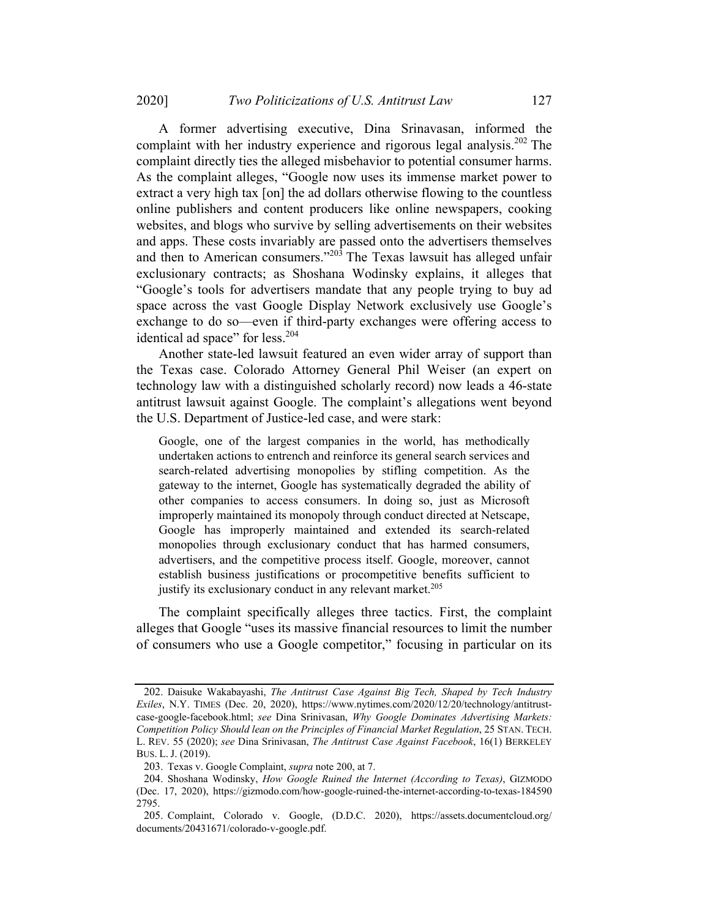A former advertising executive, Dina Srinavasan, informed the complaint with her industry experience and rigorous legal analysis.[202] The complaint directly ties the alleged misbehavior to potential consumer harms. As the complaint alleges, "Google now uses its immense market power to extract a very high tax [on] the ad dollars otherwise flowing to the countless online publishers and content producers like online newspapers, cooking websites, and blogs who survive by selling advertisements on their websites and apps. These costs invariably are passed onto the advertisers themselves and then to American consumers."[203] The Texas lawsuit has alleged unfair exclusionary contracts; as Shoshana Wodinsky explains, it alleges that "Google's tools for advertisers mandate that any people trying to buy ad space across the vast Google Display Network exclusively use Google's exchange to do so—even if third-party exchanges were offering access to identical ad space" for less.[204]

Another state-led lawsuit featured an even wider array of support than the Texas case. Colorado Attorney General Phil Weiser (an expert on technology law with a distinguished scholarly record) now leads a 46-state antitrust lawsuit against Google. The complaint's allegations went beyond the U.S. Department of Justice-led case, and were stark:

> Google, one of the largest companies in the world, has methodically undertaken actions to entrench and reinforce its general search services and search-related advertising monopolies by stifling competition. As the gateway to the internet, Google has systematically degraded the ability of other companies to access consumers. In doing so, just as Microsoft improperly maintained its monopoly through conduct directed at Netscape, Google has improperly maintained and extended its search-related monopolies through exclusionary conduct that has harmed consumers, advertisers, and the competitive process itself. Google, moreover, cannot establish business justifications or procompetitive benefits sufficient to justify its exclusionary conduct in any relevant market.[205]

The complaint specifically alleges three tactics. First, the complaint alleges that Google "uses its massive financial resources to limit the number of consumers who use a Google competitor," focusing in particular on its

---

202. Daisuke Wakabayashi, *The Antitrust Case Against Big Tech, Shaped by Tech Industry Exiles*, N.Y. TIMES (Dec. 20, 2020), https://www.nytimes.com/2020/12/20/technology/antitrust-case-google-facebook.html; *see* Dina Srinivasan, *Why Google Dominates Advertising Markets: Competition Policy Should lean on the Principles of Financial Market Regulation*, 25 STAN. TECH. L. REV. 55 (2020); *see* Dina Srinivasan, *The Antitrust Case Against Facebook*, 16(1) BERKELEY BUS. L. J. (2019).

203. Texas v. Google Complaint, *supra* note 200, at 7.

204. Shoshana Wodinsky, *How Google Ruined the Internet (According to Texas)*, GIZMODO (Dec. 17, 2020), https://gizmodo.com/how-google-ruined-the-internet-according-to-texas-1845902795.

205. Complaint, Colorado v. Google, (D.D.C. 2020), https://assets.documentcloud.org/documents/20431671/colorado-v-google.pdf.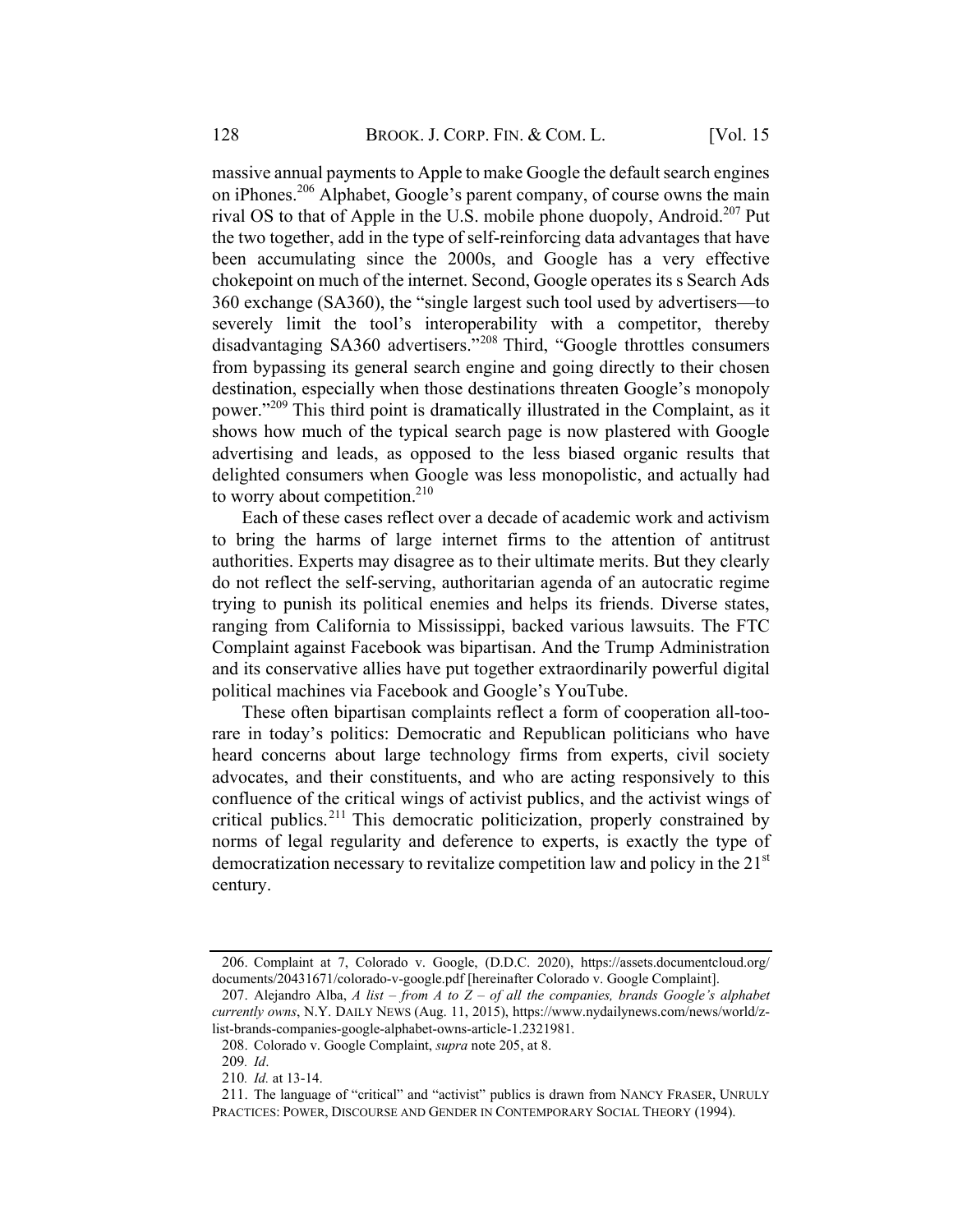massive annual payments to Apple to make Google the default search engines on iPhones.[206] Alphabet, Google's parent company, of course owns the main rival OS to that of Apple in the U.S. mobile phone duopoly, Android.[207] Put the two together, add in the type of self-reinforcing data advantages that have been accumulating since the 2000s, and Google has a very effective chokepoint on much of the internet. Second, Google operates its s Search Ads 360 exchange (SA360), the "single largest such tool used by advertisers—to severely limit the tool's interoperability with a competitor, thereby disadvantaging SA360 advertisers."[208] Third, "Google throttles consumers from bypassing its general search engine and going directly to their chosen destination, especially when those destinations threaten Google's monopoly power."[209] This third point is dramatically illustrated in the Complaint, as it shows how much of the typical search page is now plastered with Google advertising and leads, as opposed to the less biased organic results that delighted consumers when Google was less monopolistic, and actually had to worry about competition.[210]

Each of these cases reflect over a decade of academic work and activism to bring the harms of large internet firms to the attention of antitrust authorities. Experts may disagree as to their ultimate merits. But they clearly do not reflect the self-serving, authoritarian agenda of an autocratic regime trying to punish its political enemies and helps its friends. Diverse states, ranging from California to Mississippi, backed various lawsuits. The FTC Complaint against Facebook was bipartisan. And the Trump Administration and its conservative allies have put together extraordinarily powerful digital political machines via Facebook and Google's YouTube.

These often bipartisan complaints reflect a form of cooperation all-too-rare in today's politics: Democratic and Republican politicians who have heard concerns about large technology firms from experts, civil society advocates, and their constituents, and who are acting responsively to this confluence of the critical wings of activist publics, and the activist wings of critical publics.[211] This democratic politicization, properly constrained by norms of legal regularity and deference to experts, is exactly the type of democratization necessary to revitalize competition law and policy in the 21st century.

---

206. Complaint at 7, Colorado v. Google, (D.D.C. 2020), https://assets.documentcloud.org/documents/20431671/colorado-v-google.pdf [hereinafter Colorado v. Google Complaint].

207. Alejandro Alba, *A list – from A to Z – of all the companies, brands Google's alphabet currently owns*, N.Y. DAILY NEWS (Aug. 11, 2015), https://www.nydailynews.com/news/world/z-list-brands-companies-google-alphabet-owns-article-1.2321981.

208. Colorado v. Google Complaint, *supra* note 205, at 8.

209. *Id*.

210. *Id.* at 13-14.

211. The language of "critical" and "activist" publics is drawn from NANCY FRASER, UNRULY PRACTICES: POWER, DISCOURSE AND GENDER IN CONTEMPORARY SOCIAL THEORY (1994).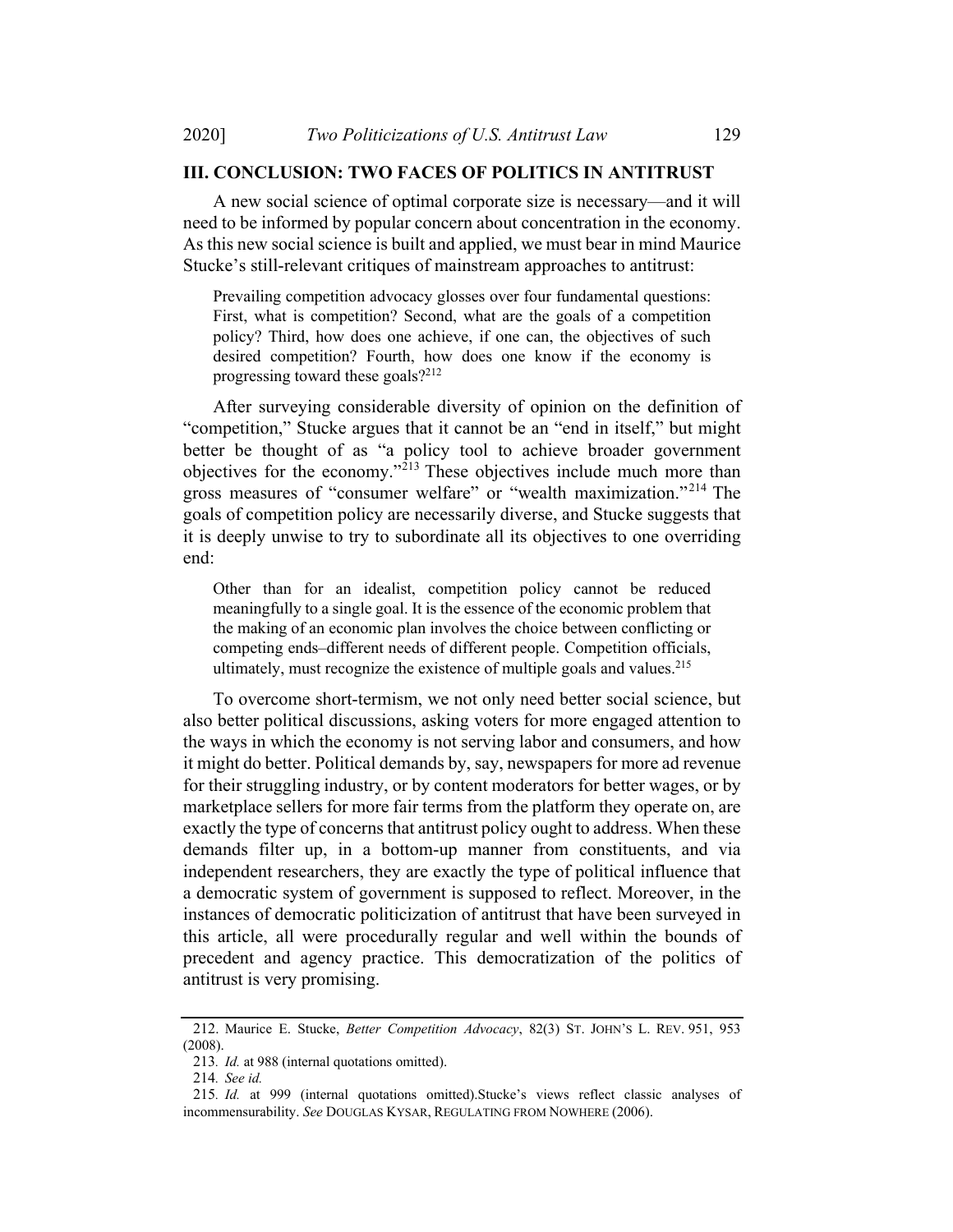## III. CONCLUSION: TWO FACES OF POLITICS IN ANTITRUST

A new social science of optimal corporate size is necessary—and it will need to be informed by popular concern about concentration in the economy. As this new social science is built and applied, we must bear in mind Maurice Stucke's still-relevant critiques of mainstream approaches to antitrust:

> Prevailing competition advocacy glosses over four fundamental questions: First, what is competition? Second, what are the goals of a competition policy? Third, how does one achieve, if one can, the objectives of such desired competition? Fourth, how does one know if the economy is progressing toward these goals?[212]

After surveying considerable diversity of opinion on the definition of "competition," Stucke argues that it cannot be an "end in itself," but might better be thought of as "a policy tool to achieve broader government objectives for the economy."[213] These objectives include much more than gross measures of "consumer welfare" or "wealth maximization."[214] The goals of competition policy are necessarily diverse, and Stucke suggests that it is deeply unwise to try to subordinate all its objectives to one overriding end:

> Other than for an idealist, competition policy cannot be reduced meaningfully to a single goal. It is the essence of the economic problem that the making of an economic plan involves the choice between conflicting or competing ends–different needs of different people. Competition officials, ultimately, must recognize the existence of multiple goals and values.[215]

To overcome short-termism, we not only need better social science, but also better political discussions, asking voters for more engaged attention to the ways in which the economy is not serving labor and consumers, and how it might do better. Political demands by, say, newspapers for more ad revenue for their struggling industry, or by content moderators for better wages, or by marketplace sellers for more fair terms from the platform they operate on, are exactly the type of concerns that antitrust policy ought to address. When these demands filter up, in a bottom-up manner from constituents, and via independent researchers, they are exactly the type of political influence that a democratic system of government is supposed to reflect. Moreover, in the instances of democratic politicization of antitrust that have been surveyed in this article, all were procedurally regular and well within the bounds of precedent and agency practice. This democratization of the politics of antitrust is very promising.

---

212. Maurice E. Stucke, *Better Competition Advocacy*, 82(3) ST. JOHN'S L. REV. 951, 953 (2008).

213. *Id.* at 988 (internal quotations omitted).

214. *See id.*

215. *Id.* at 999 (internal quotations omitted).Stucke's views reflect classic analyses of incommensurability. *See* DOUGLAS KYSAR, REGULATING FROM NOWHERE (2006).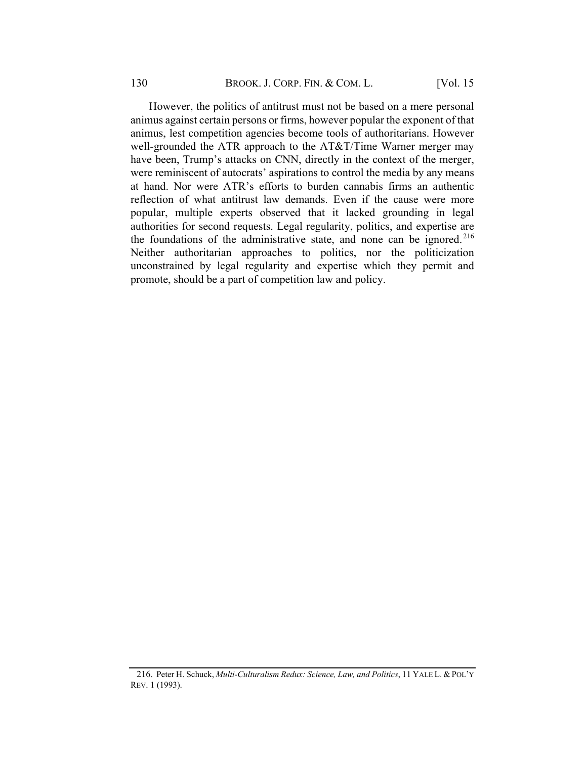However, the politics of antitrust must not be based on a mere personal animus against certain persons or firms, however popular the exponent of that animus, lest competition agencies become tools of authoritarians. However well-grounded the ATR approach to the AT&T/Time Warner merger may have been, Trump's attacks on CNN, directly in the context of the merger, were reminiscent of autocrats' aspirations to control the media by any means at hand. Nor were ATR's efforts to burden cannabis firms an authentic reflection of what antitrust law demands. Even if the cause were more popular, multiple experts observed that it lacked grounding in legal authorities for second requests. Legal regularity, politics, and expertise are the foundations of the administrative state, and none can be ignored.[216] Neither authoritarian approaches to politics, nor the politicization unconstrained by legal regularity and expertise which they permit and promote, should be a part of competition law and policy.

216. Peter H. Schuck, *Multi-Culturalism Redux: Science, Law, and Politics*, 11 YALE L. & POL'Y REV. 1 (1993).